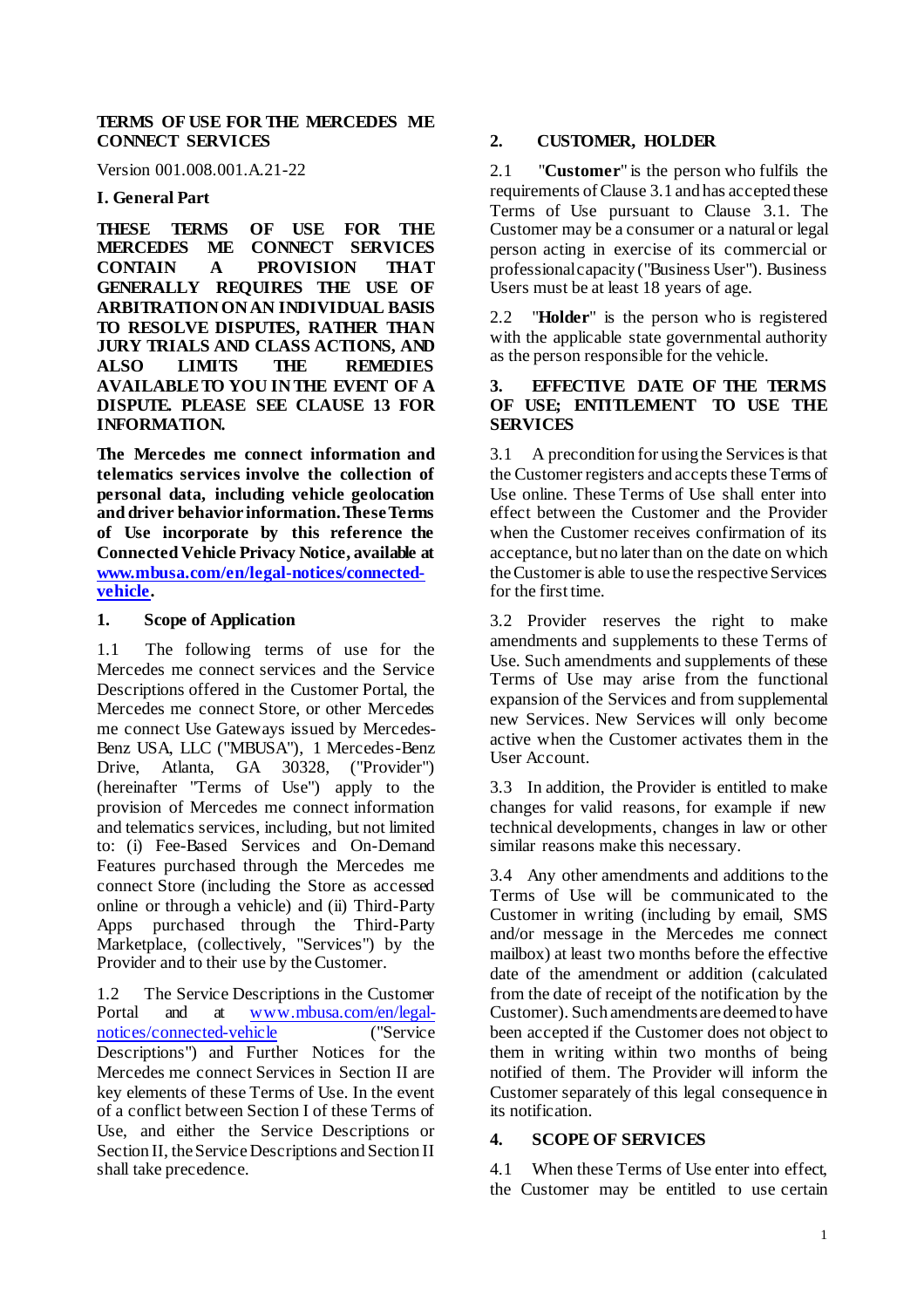# TERMS OF USE FOR THE MERCEDES ME CONNECT SERVICES

Version 001.008.001.A.21-22

## I. General Part

**THESE TERMS OF USE FOR THE MERCEDES ME CONNECT SERVICES CONTAIN A PROVISION THAT GENERALLY REQUIRES THE USE OF ARBITRATION ON AN INDIVIDUAL BASIS TO RESOLVE DISPUTES, RATHER THAN JURY TRIALS AND CLASS ACTIONS, AND ALSO LIMITS THE REMEDIES AVAILABLE TO YOU IN THE EVENT OF A DISPUTE. PLEASE SEE CLAUSE 13 FOR INFORMATION.**

**The Mercedes me connect information and telematics services involve the collection of personal data, including vehicle geolocation and driver behavior information. These Terms of Use incorporate by this reference the Connected Vehicle Privacy Notice, available at [www.mbusa.com/en/legal-notices/connected-vehicle](www.mbusa.com/en/legal-notices/connected-vehicle).**

### 1. Scope of Application

1.1 The following terms of use for the Mercedes me connect services and the Service Descriptions offered in the Customer Portal, the Mercedes me connect Store, or other Mercedes me connect Use Gateways issued by Mercedes-Benz USA, LLC ("MBUSA"), 1 Mercedes-Benz Drive, Atlanta, GA 30328, ("Provider") (hereinafter "Terms of Use") apply to the provision of Mercedes me connect information and telematics services, including, but not limited to: (i) Fee-Based Services and On-Demand Features purchased through the Mercedes me connect Store (including the Store as accessed online or through a vehicle) and (ii) Third-Party Apps purchased through the Third-Party Marketplace, (collectively, "Services") by the Provider and to their use by the Customer.

1.2 The Service Descriptions in the Customer Portal and at [www.mbusa.com/en/legal-notices/connected-vehicle](www.mbusa.com/en/legal-notices/connected-vehicle) ("Service Descriptions") and Further Notices for the Mercedes me connect Services in Section II are key elements of these Terms of Use. In the event of a conflict between Section I of these Terms of Use, and either the Service Descriptions or Section II, the Service Descriptions and Section II shall take precedence.

### 2. CUSTOMER, HOLDER

2.1 "**Customer**" is the person who fulfils the requirements of Clause 3.1 and has accepted these Terms of Use pursuant to Clause 3.1. The Customer may be a consumer or a natural or legal person acting in exercise of its commercial or professional capacity ("Business User"). Business Users must be at least 18 years of age.

2.2 "**Holder**" is the person who is registered with the applicable state governmental authority as the person responsible for the vehicle.

### 3. EFFECTIVE DATE OF THE TERMS OF USE; ENTITLEMENT TO USE THE SERVICES

3.1 A precondition for using the Services is that the Customer registers and accepts these Terms of Use online. These Terms of Use shall enter into effect between the Customer and the Provider when the Customer receives confirmation of its acceptance, but no later than on the date on which the Customer is able to use the respective Services for the first time.

3.2 Provider reserves the right to make amendments and supplements to these Terms of Use. Such amendments and supplements of these Terms of Use may arise from the functional expansion of the Services and from supplemental new Services. New Services will only become active when the Customer activates them in the User Account.

3.3 In addition, the Provider is entitled to make changes for valid reasons, for example if new technical developments, changes in law or other similar reasons make this necessary.

3.4 Any other amendments and additions to the Terms of Use will be communicated to the Customer in writing (including by email, SMS and/or message in the Mercedes me connect mailbox) at least two months before the effective date of the amendment or addition (calculated from the date of receipt of the notification by the Customer). Such amendments are deemed to have been accepted if the Customer does not object to them in writing within two months of being notified of them. The Provider will inform the Customer separately of this legal consequence in its notification.

### 4. SCOPE OF SERVICES

4.1 When these Terms of Use enter into effect, the Customer may be entitled to use certain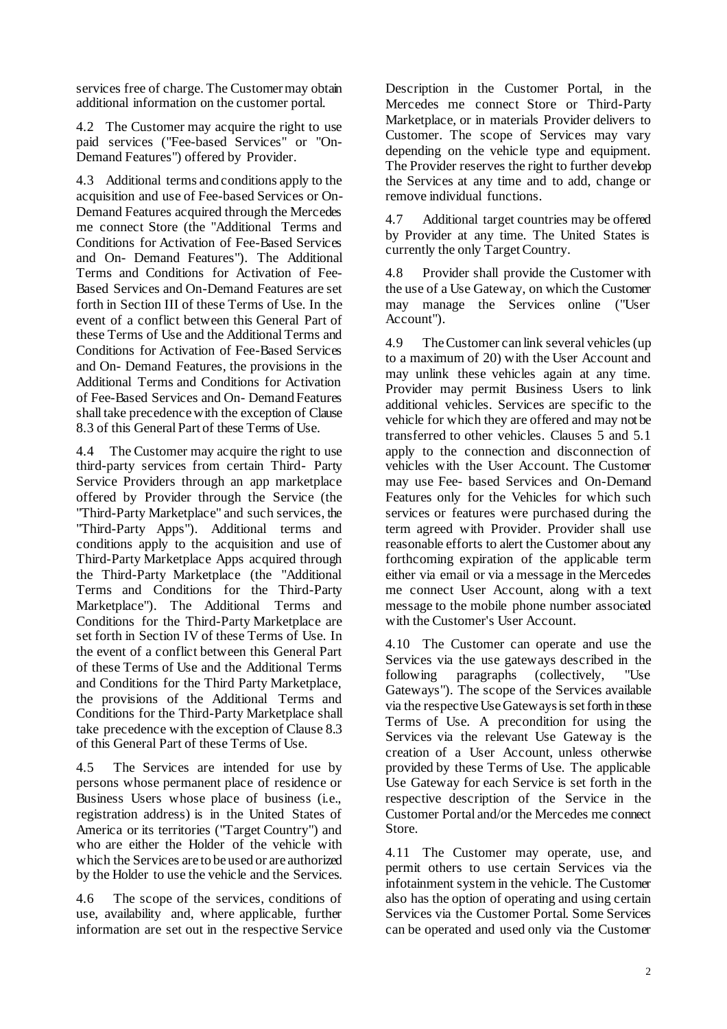services free of charge. The Customer may obtain additional information on the customer portal.

4.2 The Customer may acquire the right to use paid services ("Fee-based Services" or "On-Demand Features") offered by Provider.

4.3 Additional terms and conditions apply to the acquisition and use of Fee-based Services or On-Demand Features acquired through the Mercedes me connect Store (the "Additional Terms and Conditions for Activation of Fee-Based Services and On- Demand Features"). The Additional Terms and Conditions for Activation of Fee-Based Services and On-Demand Features are set forth in Section III of these Terms of Use. In the event of a conflict between this General Part of these Terms of Use and the Additional Terms and Conditions for Activation of Fee-Based Services and On- Demand Features, the provisions in the Additional Terms and Conditions for Activation of Fee-Based Services and On- Demand Features shall take precedence with the exception of Clause 8.3 of this General Part of these Terms of Use.

4.4 The Customer may acquire the right to use third-party services from certain Third- Party Service Providers through an app marketplace offered by Provider through the Service (the "Third-Party Marketplace" and such services, the "Third-Party Apps"). Additional terms and conditions apply to the acquisition and use of Third-Party Marketplace Apps acquired through the Third-Party Marketplace (the "Additional Terms and Conditions for the Third-Party Marketplace"). The Additional Terms and Conditions for the Third-Party Marketplace are set forth in Section IV of these Terms of Use. In the event of a conflict between this General Part of these Terms of Use and the Additional Terms and Conditions for the Third Party Marketplace, the provisions of the Additional Terms and Conditions for the Third-Party Marketplace shall take precedence with the exception of Clause 8.3 of this General Part of these Terms of Use.

4.5 The Services are intended for use by persons whose permanent place of residence or Business Users whose place of business (i.e., registration address) is in the United States of America or its territories ("Target Country") and who are either the Holder of the vehicle with which the Services are to be used or are authorized by the Holder to use the vehicle and the Services.

4.6 The scope of the services, conditions of use, availability and, where applicable, further information are set out in the respective Service Description in the Customer Portal, in the Mercedes me connect Store or Third-Party Marketplace, or in materials Provider delivers to Customer. The scope of Services may vary depending on the vehicle type and equipment. The Provider reserves the right to further develop the Services at any time and to add, change or remove individual functions.

4.7 Additional target countries may be offered by Provider at any time. The United States is currently the only Target Country.

4.8 Provider shall provide the Customer with the use of a Use Gateway, on which the Customer may manage the Services online ("User Account").

4.9 The Customer can link several vehicles (up to a maximum of 20) with the User Account and may unlink these vehicles again at any time. Provider may permit Business Users to link additional vehicles. Services are specific to the vehicle for which they are offered and may not be transferred to other vehicles. Clauses 5 and 5.1 apply to the connection and disconnection of vehicles with the User Account. The Customer may use Fee- based Services and On-Demand Features only for the Vehicles for which such services or features were purchased during the term agreed with Provider. Provider shall use reasonable efforts to alert the Customer about any forthcoming expiration of the applicable term either via email or via a message in the Mercedes me connect User Account, along with a text message to the mobile phone number associated with the Customer's User Account.

4.10 The Customer can operate and use the Services via the use gateways described in the following paragraphs (collectively, "Use Gateways"). The scope of the Services available via the respective Use Gateways is set forth in these Terms of Use. A precondition for using the Services via the relevant Use Gateway is the creation of a User Account, unless otherwise provided by these Terms of Use. The applicable Use Gateway for each Service is set forth in the respective description of the Service in the Customer Portal and/or the Mercedes me connect Store.

4.11 The Customer may operate, use, and permit others to use certain Services via the infotainment system in the vehicle. The Customer also has the option of operating and using certain Services via the Customer Portal. Some Services can be operated and used only via the Customer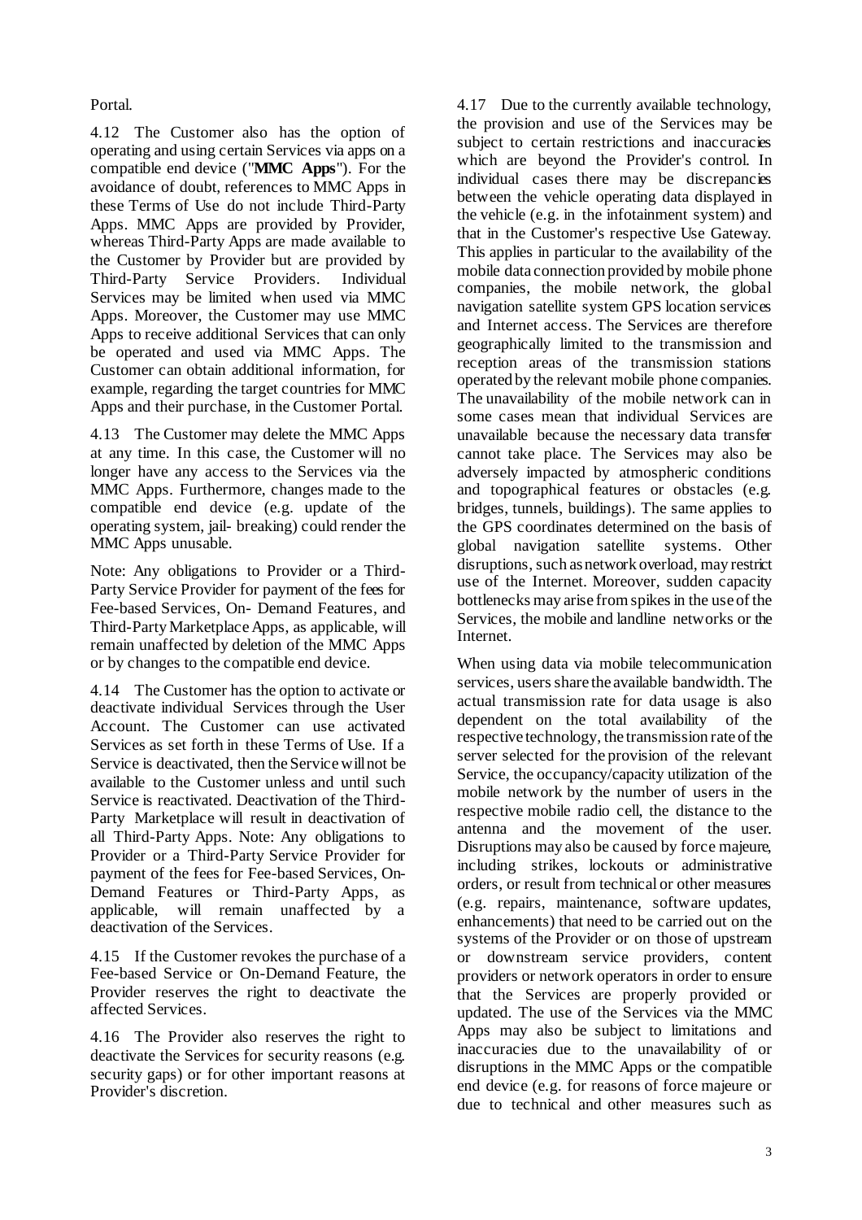Portal.

4.12 The Customer also has the option of operating and using certain Services via apps on a compatible end device ("**MMC Apps**"). For the avoidance of doubt, references to MMC Apps in these Terms of Use do not include Third-Party Apps. MMC Apps are provided by Provider, whereas Third-Party Apps are made available to the Customer by Provider but are provided by Third-Party Service Providers. Individual Services may be limited when used via MMC Apps. Moreover, the Customer may use MMC Apps to receive additional Services that can only be operated and used via MMC Apps. The Customer can obtain additional information, for example, regarding the target countries for MMC Apps and their purchase, in the Customer Portal.

4.13 The Customer may delete the MMC Apps at any time. In this case, the Customer will no longer have any access to the Services via the MMC Apps. Furthermore, changes made to the compatible end device (e.g. update of the operating system, jail- breaking) could render the MMC Apps unusable.

Note: Any obligations to Provider or a Third-Party Service Provider for payment of the fees for Fee-based Services, On- Demand Features, and Third-Party Marketplace Apps, as applicable, will remain unaffected by deletion of the MMC Apps or by changes to the compatible end device.

4.14 The Customer has the option to activate or deactivate individual Services through the User Account. The Customer can use activated Services as set forth in these Terms of Use. If a Service is deactivated, then the Service will not be available to the Customer unless and until such Service is reactivated. Deactivation of the Third-Party Marketplace will result in deactivation of all Third-Party Apps. Note: Any obligations to Provider or a Third-Party Service Provider for payment of the fees for Fee-based Services, On-Demand Features or Third-Party Apps, as applicable, will remain unaffected by a deactivation of the Services.

4.15 If the Customer revokes the purchase of a Fee-based Service or On-Demand Feature, the Provider reserves the right to deactivate the affected Services.

4.16 The Provider also reserves the right to deactivate the Services for security reasons (e.g. security gaps) or for other important reasons at Provider's discretion.

4.17 Due to the currently available technology, the provision and use of the Services may be subject to certain restrictions and inaccuracies which are beyond the Provider's control. In individual cases there may be discrepancies between the vehicle operating data displayed in the vehicle (e.g. in the infotainment system) and that in the Customer's respective Use Gateway. This applies in particular to the availability of the mobile data connection provided by mobile phone companies, the mobile network, the global navigation satellite system GPS location services and Internet access. The Services are therefore geographically limited to the transmission and reception areas of the transmission stations operated by the relevant mobile phone companies. The unavailability of the mobile network can in some cases mean that individual Services are unavailable because the necessary data transfer cannot take place. The Services may also be adversely impacted by atmospheric conditions and topographical features or obstacles (e.g. bridges, tunnels, buildings). The same applies to the GPS coordinates determined on the basis of global navigation satellite systems. Other disruptions, such as network overload, may restrict use of the Internet. Moreover, sudden capacity bottlenecks may arise from spikes in the use of the Services, the mobile and landline networks or the Internet.

When using data via mobile telecommunication services, users share the available bandwidth. The actual transmission rate for data usage is also dependent on the total availability of the respective technology, the transmission rate of the server selected for the provision of the relevant Service, the occupancy/capacity utilization of the mobile network by the number of users in the respective mobile radio cell, the distance to the antenna and the movement of the user. Disruptions may also be caused by force majeure, including strikes, lockouts or administrative orders, or result from technical or other measures (e.g. repairs, maintenance, software updates, enhancements) that need to be carried out on the systems of the Provider or on those of upstream or downstream service providers, content providers or network operators in order to ensure that the Services are properly provided or updated. The use of the Services via the MMC Apps may also be subject to limitations and inaccuracies due to the unavailability of or disruptions in the MMC Apps or the compatible end device (e.g. for reasons of force majeure or due to technical and other measures such as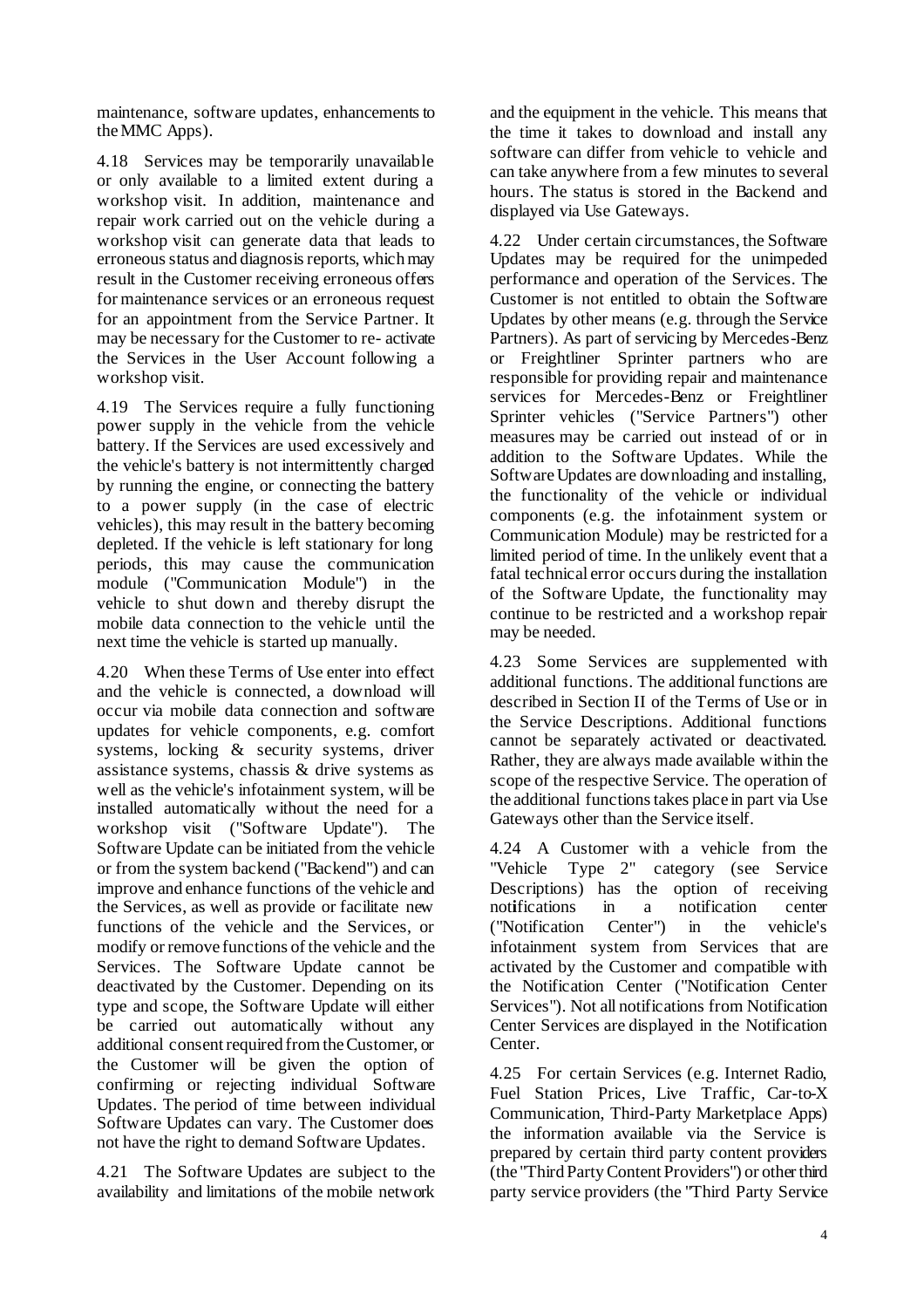maintenance, software updates, enhancements to the MMC Apps).

4.18 Services may be temporarily unavailable or only available to a limited extent during a workshop visit. In addition, maintenance and repair work carried out on the vehicle during a workshop visit can generate data that leads to erroneous status and diagnosis reports, which may result in the Customer receiving erroneous offers for maintenance services or an erroneous request for an appointment from the Service Partner. It may be necessary for the Customer to re- activate the Services in the User Account following a workshop visit.

4.19 The Services require a fully functioning power supply in the vehicle from the vehicle battery. If the Services are used excessively and the vehicle's battery is not intermittently charged by running the engine, or connecting the battery to a power supply (in the case of electric vehicles), this may result in the battery becoming depleted. If the vehicle is left stationary for long periods, this may cause the communication module ("Communication Module") in the vehicle to shut down and thereby disrupt the mobile data connection to the vehicle until the next time the vehicle is started up manually.

4.20 When these Terms of Use enter into effect and the vehicle is connected, a download will occur via mobile data connection and software updates for vehicle components, e.g. comfort systems, locking & security systems, driver assistance systems, chassis & drive systems as well as the vehicle's infotainment system, will be installed automatically without the need for a workshop visit ("Software Update"). The Software Update can be initiated from the vehicle or from the system backend ("Backend") and can improve and enhance functions of the vehicle and the Services, as well as provide or facilitate new functions of the vehicle and the Services, or modify or remove functions of the vehicle and the Services. The Software Update cannot be deactivated by the Customer. Depending on its type and scope, the Software Update will either be carried out automatically without any additional consent required from the Customer, or the Customer will be given the option of confirming or rejecting individual Software Updates. The period of time between individual Software Updates can vary. The Customer does not have the right to demand Software Updates.

4.21 The Software Updates are subject to the availability and limitations of the mobile network and the equipment in the vehicle. This means that the time it takes to download and install any software can differ from vehicle to vehicle and can take anywhere from a few minutes to several hours. The status is stored in the Backend and displayed via Use Gateways.

4.22 Under certain circumstances, the Software Updates may be required for the unimpeded performance and operation of the Services. The Customer is not entitled to obtain the Software Updates by other means (e.g. through the Service Partners). As part of servicing by Mercedes-Benz or Freightliner Sprinter partners who are responsible for providing repair and maintenance services for Mercedes-Benz or Freightliner Sprinter vehicles ("Service Partners") other measures may be carried out instead of or in addition to the Software Updates. While the Software Updates are downloading and installing, the functionality of the vehicle or individual components (e.g. the infotainment system or Communication Module) may be restricted for a limited period of time. In the unlikely event that a fatal technical error occurs during the installation of the Software Update, the functionality may continue to be restricted and a workshop repair may be needed.

4.23 Some Services are supplemented with additional functions. The additional functions are described in Section II of the Terms of Use or in the Service Descriptions. Additional functions cannot be separately activated or deactivated. Rather, they are always made available within the scope of the respective Service. The operation of the additional functions takes place in part via Use Gateways other than the Service itself.

4.24 A Customer with a vehicle from the "Vehicle Type 2" category (see Service Descriptions) has the option of receiving notifications in a notification center ("Notification Center") in the vehicle's infotainment system from Services that are activated by the Customer and compatible with the Notification Center ("Notification Center Services"). Not all notifications from Notification Center Services are displayed in the Notification Center.

4.25 For certain Services (e.g. Internet Radio, Fuel Station Prices, Live Traffic, Car-to-X Communication, Third-Party Marketplace Apps) the information available via the Service is prepared by certain third party content providers (the "Third Party Content Providers") or other third party service providers (the "Third Party Service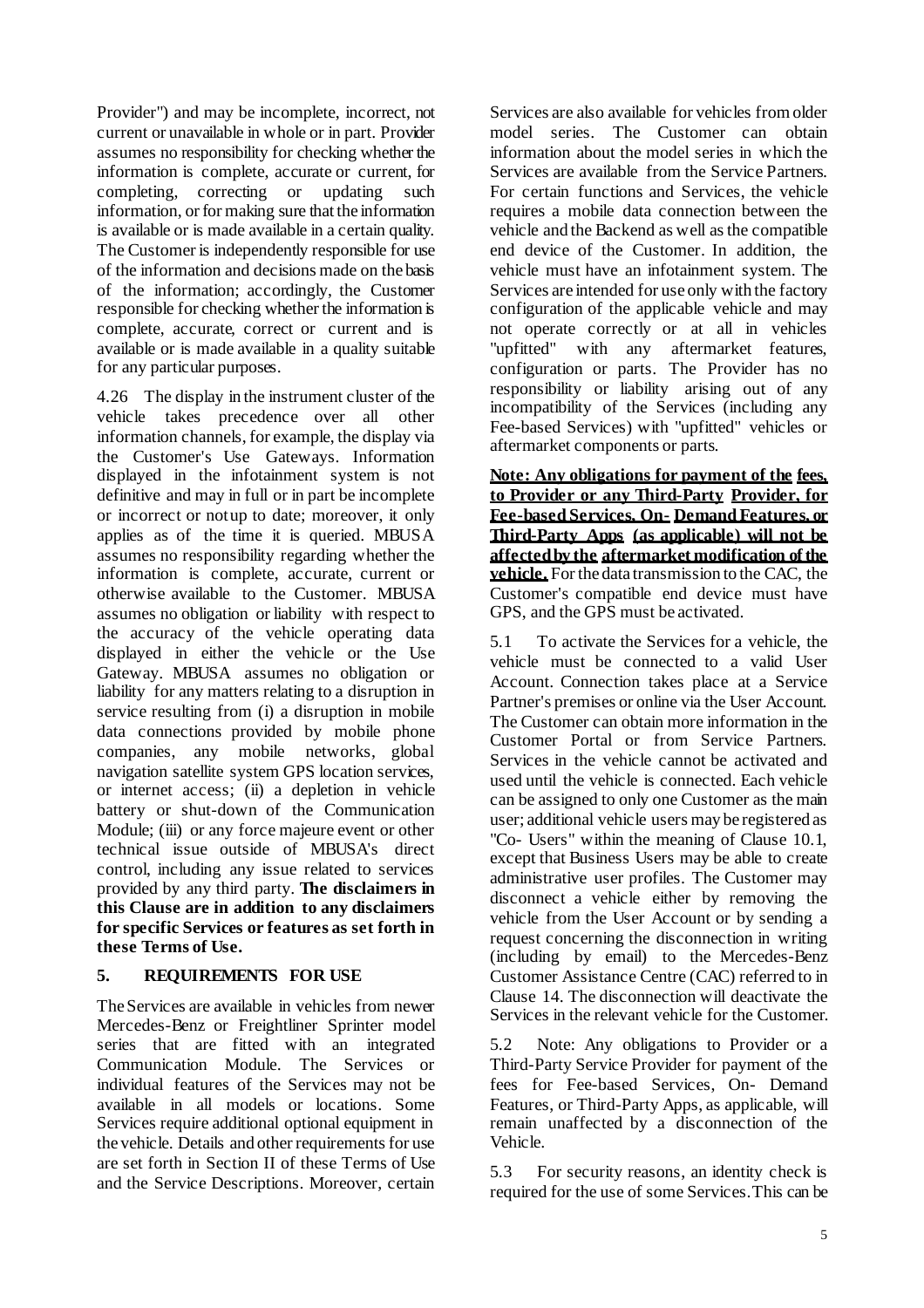Provider") and may be incomplete, incorrect, not current or unavailable in whole or in part. Provider assumes no responsibility for checking whether the information is complete, accurate or current, for completing, correcting or updating such information, or for making sure that the information is available or is made available in a certain quality. The Customer is independently responsible for use of the information and decisions made on the basis of the information; accordingly, the Customer responsible for checking whether the information is complete, accurate, correct or current and is available or is made available in a quality suitable for any particular purposes.

4.26 The display in the instrument cluster of the vehicle takes precedence over all other information channels, for example, the display via the Customer's Use Gateways. Information displayed in the infotainment system is not definitive and may in full or in part be incomplete or incorrect or not up to date; moreover, it only applies as of the time it is queried. MBUSA assumes no responsibility regarding whether the information is complete, accurate, current or otherwise available to the Customer. MBUSA assumes no obligation or liability with respect to the accuracy of the vehicle operating data displayed in either the vehicle or the Use Gateway. MBUSA assumes no obligation or liability for any matters relating to a disruption in service resulting from (i) a disruption in mobile data connections provided by mobile phone companies, any mobile networks, global navigation satellite system GPS location services, or internet access; (ii) a depletion in vehicle battery or shut-down of the Communication Module; (iii) or any force majeure event or other technical issue outside of MBUSA's direct control, including any issue related to services provided by any third party. **The disclaimers in this Clause are in addition to any disclaimers for specific Services or features as set forth in these Terms of Use.**

## 5. REQUIREMENTS FOR USE

The Services are available in vehicles from newer Mercedes-Benz or Freightliner Sprinter model series that are fitted with an integrated Communication Module. The Services or individual features of the Services may not be available in all models or locations. Some Services require additional optional equipment in the vehicle. Details and other requirements for use are set forth in Section II of these Terms of Use and the Service Descriptions. Moreover, certain Services are also available for vehicles from older model series. The Customer can obtain information about the model series in which the Services are available from the Service Partners. For certain functions and Services, the vehicle requires a mobile data connection between the vehicle and the Backend as well as the compatible end device of the Customer. In addition, the vehicle must have an infotainment system. The Services are intended for use only with the factory configuration of the applicable vehicle and may not operate correctly or at all in vehicles "upfitted" with any aftermarket features, configuration or parts. The Provider has no responsibility or liability arising out of any incompatibility of the Services (including any Fee-based Services) with "upfitted" vehicles or aftermarket components or parts.

**Note: Any obligations for payment of the fees, to Provider or any Third-Party Provider, for Fee-based Services, On- Demand Features, or Third-Party Apps (as applicable) will not be affected by the aftermarket modification of the vehicle.** For the data transmission to the CAC, the Customer's compatible end device must have GPS, and the GPS must be activated.

5.1 To activate the Services for a vehicle, the vehicle must be connected to a valid User Account. Connection takes place at a Service Partner's premises or online via the User Account. The Customer can obtain more information in the Customer Portal or from Service Partners. Services in the vehicle cannot be activated and used until the vehicle is connected. Each vehicle can be assigned to only one Customer as the main user; additional vehicle users may be registered as "Co- Users" within the meaning of Clause 10.1, except that Business Users may be able to create administrative user profiles. The Customer may disconnect a vehicle either by removing the vehicle from the User Account or by sending a request concerning the disconnection in writing (including by email) to the Mercedes-Benz Customer Assistance Centre (CAC) referred to in Clause 14. The disconnection will deactivate the Services in the relevant vehicle for the Customer.

5.2 Note: Any obligations to Provider or a Third-Party Service Provider for payment of the fees for Fee-based Services, On- Demand Features, or Third-Party Apps, as applicable, will remain unaffected by a disconnection of the Vehicle.

5.3 For security reasons, an identity check is required for the use of some Services. This can be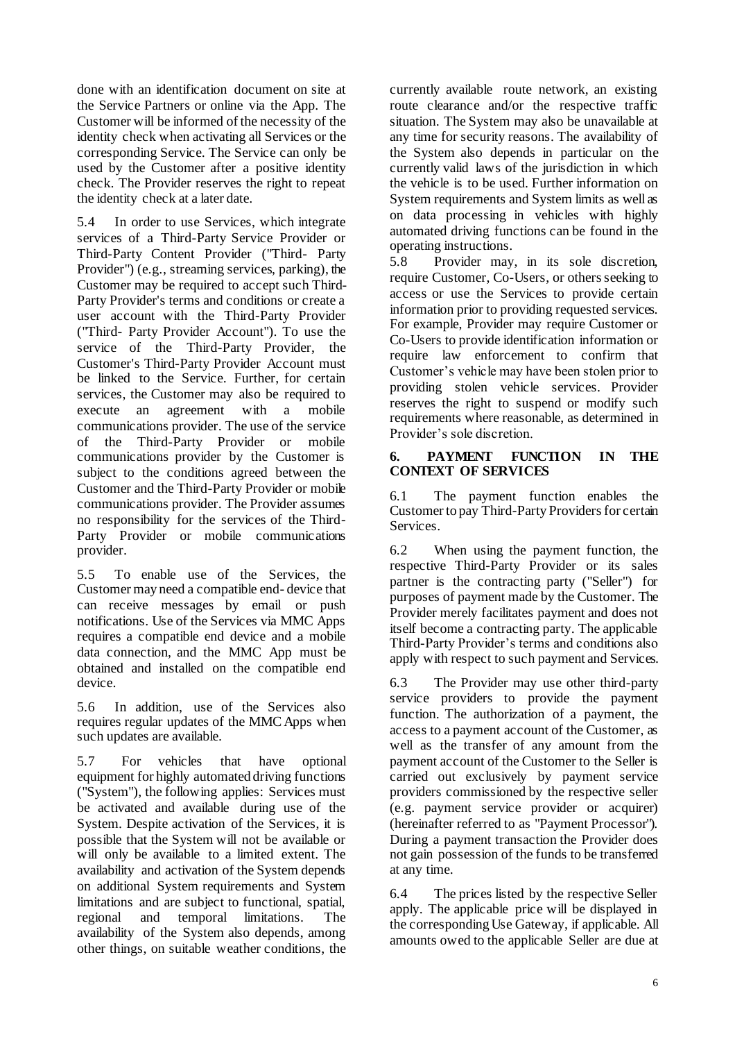done with an identification document on site at the Service Partners or online via the App. The Customer will be informed of the necessity of the identity check when activating all Services or the corresponding Service. The Service can only be used by the Customer after a positive identity check. The Provider reserves the right to repeat the identity check at a later date.

5.4 In order to use Services, which integrate services of a Third-Party Service Provider or Third-Party Content Provider ("Third- Party Provider") (e.g., streaming services, parking), the Customer may be required to accept such Third-Party Provider's terms and conditions or create a user account with the Third-Party Provider ("Third- Party Provider Account"). To use the service of the Third-Party Provider, the Customer's Third-Party Provider Account must be linked to the Service. Further, for certain services, the Customer may also be required to execute an agreement with a mobile communications provider. The use of the service of the Third-Party Provider or mobile communications provider by the Customer is subject to the conditions agreed between the Customer and the Third-Party Provider or mobile communications provider. The Provider assumes no responsibility for the services of the Third-Party Provider or mobile communications provider.

5.5 To enable use of the Services, the Customer may need a compatible end- device that can receive messages by email or push notifications. Use of the Services via MMC Apps requires a compatible end device and a mobile data connection, and the MMC App must be obtained and installed on the compatible end device.

5.6 In addition, use of the Services also requires regular updates of the MMC Apps when such updates are available.

5.7 For vehicles that have optional equipment for highly automated driving functions ("System"), the following applies: Services must be activated and available during use of the System. Despite activation of the Services, it is possible that the System will not be available or will only be available to a limited extent. The availability and activation of the System depends on additional System requirements and System limitations and are subject to functional, spatial, regional and temporal limitations. The availability of the System also depends, among other things, on suitable weather conditions, the currently available route network, an existing route clearance and/or the respective traffic situation. The System may also be unavailable at any time for security reasons. The availability of the System also depends in particular on the currently valid laws of the jurisdiction in which the vehicle is to be used. Further information on System requirements and System limits as well as on data processing in vehicles with highly automated driving functions can be found in the operating instructions.

5.8 Provider may, in its sole discretion, require Customer, Co-Users, or others seeking to access or use the Services to provide certain information prior to providing requested services. For example, Provider may require Customer or Co-Users to provide identification information or require law enforcement to confirm that Customer's vehicle may have been stolen prior to providing stolen vehicle services. Provider reserves the right to suspend or modify such requirements where reasonable, as determined in Provider's sole discretion.

## 6. PAYMENT FUNCTION IN THE CONTEXT OF SERVICES

6.1 The payment function enables the Customer to pay Third-Party Providers for certain Services.

6.2 When using the payment function, the respective Third-Party Provider or its sales partner is the contracting party ("Seller") for purposes of payment made by the Customer. The Provider merely facilitates payment and does not itself become a contracting party. The applicable Third-Party Provider's terms and conditions also apply with respect to such payment and Services.

6.3 The Provider may use other third-party service providers to provide the payment function. The authorization of a payment, the access to a payment account of the Customer, as well as the transfer of any amount from the payment account of the Customer to the Seller is carried out exclusively by payment service providers commissioned by the respective seller (e.g. payment service provider or acquirer) (hereinafter referred to as "Payment Processor"). During a payment transaction the Provider does not gain possession of the funds to be transferred at any time.

6.4 The prices listed by the respective Seller apply. The applicable price will be displayed in the corresponding Use Gateway, if applicable. All amounts owed to the applicable Seller are due at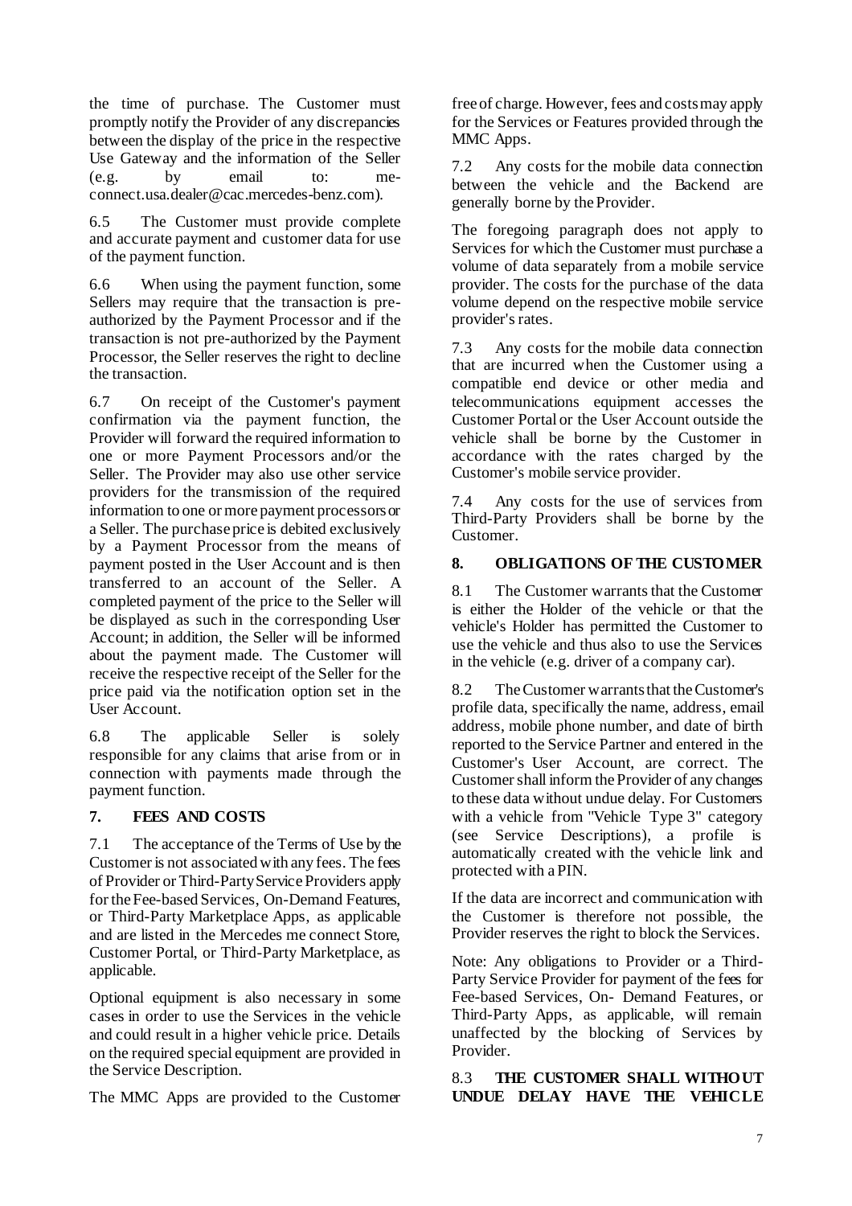the time of purchase. The Customer must promptly notify the Provider of any discrepancies between the display of the price in the respective Use Gateway and the information of the Seller (e.g. by email to: me-connect.usa.dealer@cac.mercedes-benz.com).

6.5 The Customer must provide complete and accurate payment and customer data for use of the payment function.

6.6 When using the payment function, some Sellers may require that the transaction is pre-authorized by the Payment Processor and if the transaction is not pre-authorized by the Payment Processor, the Seller reserves the right to decline the transaction.

6.7 On receipt of the Customer's payment confirmation via the payment function, the Provider will forward the required information to one or more Payment Processors and/or the Seller. The Provider may also use other service providers for the transmission of the required information to one or more payment processors or a Seller. The purchase price is debited exclusively by a Payment Processor from the means of payment posted in the User Account and is then transferred to an account of the Seller. A completed payment of the price to the Seller will be displayed as such in the corresponding User Account; in addition, the Seller will be informed about the payment made. The Customer will receive the respective receipt of the Seller for the price paid via the notification option set in the User Account.

6.8 The applicable Seller is solely responsible for any claims that arise from or in connection with payments made through the payment function.

## 7. FEES AND COSTS

7.1 The acceptance of the Terms of Use by the Customer is not associated with any fees. The fees of Provider or Third-Party Service Providers apply for the Fee-based Services, On-Demand Features, or Third-Party Marketplace Apps, as applicable and are listed in the Mercedes me connect Store, Customer Portal, or Third-Party Marketplace, as applicable.

Optional equipment is also necessary in some cases in order to use the Services in the vehicle and could result in a higher vehicle price. Details on the required special equipment are provided in the Service Description.

The MMC Apps are provided to the Customer free of charge. However, fees and costs may apply for the Services or Features provided through the MMC Apps.

7.2 Any costs for the mobile data connection between the vehicle and the Backend are generally borne by the Provider.

The foregoing paragraph does not apply to Services for which the Customer must purchase a volume of data separately from a mobile service provider. The costs for the purchase of the data volume depend on the respective mobile service provider's rates.

7.3 Any costs for the mobile data connection that are incurred when the Customer using a compatible end device or other media and telecommunications equipment accesses the Customer Portal or the User Account outside the vehicle shall be borne by the Customer in accordance with the rates charged by the Customer's mobile service provider.

7.4 Any costs for the use of services from Third-Party Providers shall be borne by the Customer.

## 8. OBLIGATIONS OF THE CUSTOMER

8.1 The Customer warrants that the Customer is either the Holder of the vehicle or that the vehicle's Holder has permitted the Customer to use the vehicle and thus also to use the Services in the vehicle (e.g. driver of a company car).

8.2 The Customer warrants that the Customer's profile data, specifically the name, address, email address, mobile phone number, and date of birth reported to the Service Partner and entered in the Customer's User Account, are correct. The Customer shall inform the Provider of any changes to these data without undue delay. For Customers with a vehicle from "Vehicle Type 3" category (see Service Descriptions), a profile is automatically created with the vehicle link and protected with a PIN.

If the data are incorrect and communication with the Customer is therefore not possible, the Provider reserves the right to block the Services.

Note: Any obligations to Provider or a Third-Party Service Provider for payment of the fees for Fee-based Services, On- Demand Features, or Third-Party Apps, as applicable, will remain unaffected by the blocking of Services by Provider.

8.3 **THE CUSTOMER SHALL WITHOUT UNDUE DELAY HAVE THE VEHICLE**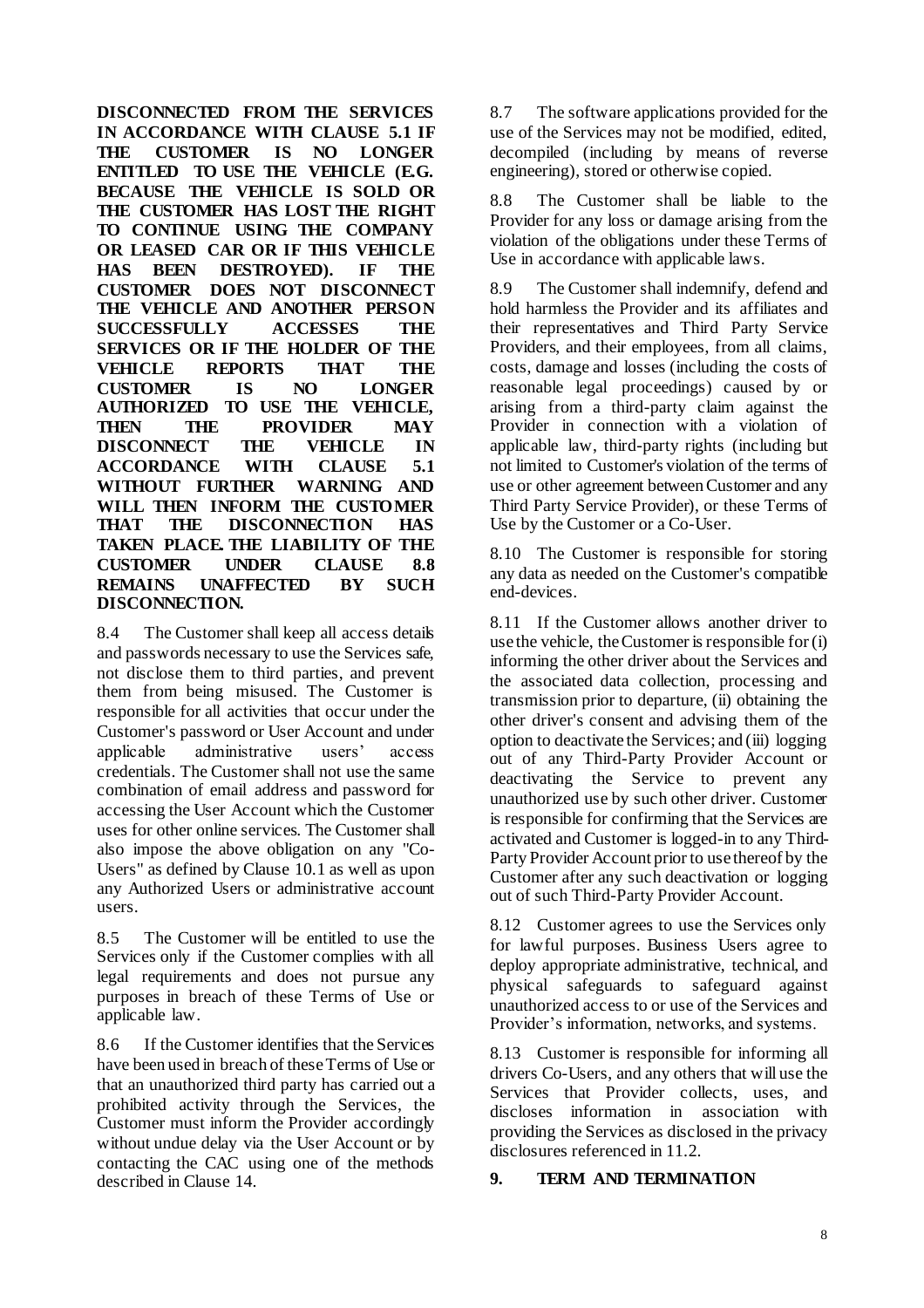**DISCONNECTED FROM THE SERVICES IN ACCORDANCE WITH CLAUSE 5.1 IF THE CUSTOMER IS NO LONGER ENTITLED TO USE THE VEHICLE (E.G. BECAUSE THE VEHICLE IS SOLD OR THE CUSTOMER HAS LOST THE RIGHT TO CONTINUE USING THE COMPANY OR LEASED CAR OR IF THIS VEHICLE HAS BEEN DESTROYED). IF THE CUSTOMER DOES NOT DISCONNECT THE VEHICLE AND ANOTHER PERSON SUCCESSFULLY ACCESSES THE SERVICES OR IF THE HOLDER OF THE VEHICLE REPORTS THAT THE CUSTOMER IS NO LONGER AUTHORIZED TO USE THE VEHICLE, THEN THE PROVIDER MAY DISCONNECT THE VEHICLE IN ACCORDANCE WITH CLAUSE 5.1 WITHOUT FURTHER WARNING AND WILL THEN INFORM THE CUSTOMER THAT THE DISCONNECTION HAS TAKEN PLACE. THE LIABILITY OF THE CUSTOMER UNDER CLAUSE 8.8 REMAINS UNAFFECTED BY SUCH DISCONNECTION.**

8.4 The Customer shall keep all access details and passwords necessary to use the Services safe, not disclose them to third parties, and prevent them from being misused. The Customer is responsible for all activities that occur under the Customer's password or User Account and under applicable administrative users' access credentials. The Customer shall not use the same combination of email address and password for accessing the User Account which the Customer uses for other online services. The Customer shall also impose the above obligation on any "Co-Users" as defined by Clause 10.1 as well as upon any Authorized Users or administrative account users.

8.5 The Customer will be entitled to use the Services only if the Customer complies with all legal requirements and does not pursue any purposes in breach of these Terms of Use or applicable law.

8.6 If the Customer identifies that the Services have been used in breach of these Terms of Use or that an unauthorized third party has carried out a prohibited activity through the Services, the Customer must inform the Provider accordingly without undue delay via the User Account or by contacting the CAC using one of the methods described in Clause 14.

8.7 The software applications provided for the use of the Services may not be modified, edited, decompiled (including by means of reverse engineering), stored or otherwise copied.

8.8 The Customer shall be liable to the Provider for any loss or damage arising from the violation of the obligations under these Terms of Use in accordance with applicable laws.

8.9 The Customer shall indemnify, defend and hold harmless the Provider and its affiliates and their representatives and Third Party Service Providers, and their employees, from all claims, costs, damage and losses (including the costs of reasonable legal proceedings) caused by or arising from a third-party claim against the Provider in connection with a violation of applicable law, third-party rights (including but not limited to Customer's violation of the terms of use or other agreement between Customer and any Third Party Service Provider), or these Terms of Use by the Customer or a Co-User.

8.10 The Customer is responsible for storing any data as needed on the Customer's compatible end-devices.

8.11 If the Customer allows another driver to use the vehicle, the Customer is responsible for (i) informing the other driver about the Services and the associated data collection, processing and transmission prior to departure, (ii) obtaining the other driver's consent and advising them of the option to deactivate the Services; and (iii) logging out of any Third-Party Provider Account or deactivating the Service to prevent any unauthorized use by such other driver. Customer is responsible for confirming that the Services are activated and Customer is logged-in to any Third-Party Provider Account prior to use thereof by the Customer after any such deactivation or logging out of such Third-Party Provider Account.

8.12 Customer agrees to use the Services only for lawful purposes. Business Users agree to deploy appropriate administrative, technical, and physical safeguards to safeguard against unauthorized access to or use of the Services and Provider's information, networks, and systems.

8.13 Customer is responsible for informing all drivers Co-Users, and any others that will use the Services that Provider collects, uses, and discloses information in association with providing the Services as disclosed in the privacy disclosures referenced in 11.2.

## 9. TERM AND TERMINATION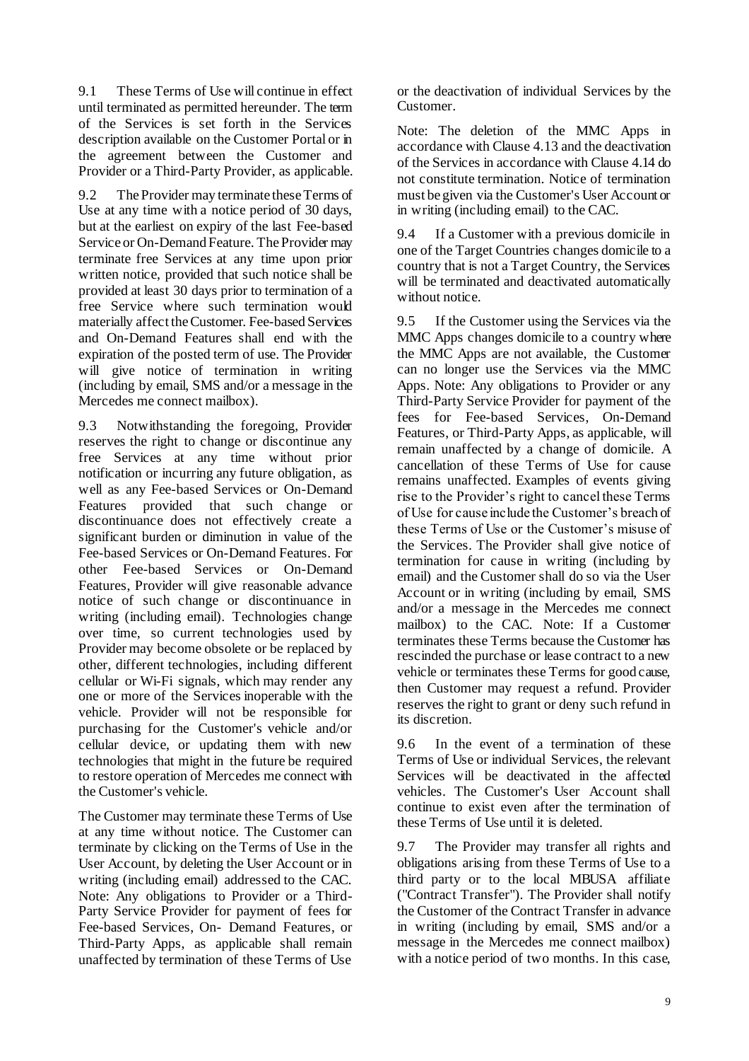9.1 These Terms of Use will continue in effect until terminated as permitted hereunder. The term of the Services is set forth in the Services description available on the Customer Portal or in the agreement between the Customer and Provider or a Third-Party Provider, as applicable.

9.2 The Provider may terminate these Terms of Use at any time with a notice period of 30 days, but at the earliest on expiry of the last Fee-based Service or On-Demand Feature. The Provider may terminate free Services at any time upon prior written notice, provided that such notice shall be provided at least 30 days prior to termination of a free Service where such termination would materially affect the Customer. Fee-based Services and On-Demand Features shall end with the expiration of the posted term of use. The Provider will give notice of termination in writing (including by email, SMS and/or a message in the Mercedes me connect mailbox).

9.3 Notwithstanding the foregoing, Provider reserves the right to change or discontinue any free Services at any time without prior notification or incurring any future obligation, as well as any Fee-based Services or On-Demand Features provided that such change or discontinuance does not effectively create a significant burden or diminution in value of the Fee-based Services or On-Demand Features. For other Fee-based Services or On-Demand Features, Provider will give reasonable advance notice of such change or discontinuance in writing (including email). Technologies change over time, so current technologies used by Provider may become obsolete or be replaced by other, different technologies, including different cellular or Wi-Fi signals, which may render any one or more of the Services inoperable with the vehicle. Provider will not be responsible for purchasing for the Customer's vehicle and/or cellular device, or updating them with new technologies that might in the future be required to restore operation of Mercedes me connect with the Customer's vehicle.

The Customer may terminate these Terms of Use at any time without notice. The Customer can terminate by clicking on the Terms of Use in the User Account, by deleting the User Account or in writing (including email) addressed to the CAC. Note: Any obligations to Provider or a Third-Party Service Provider for payment of fees for Fee-based Services, On- Demand Features, or Third-Party Apps, as applicable shall remain unaffected by termination of these Terms of Use or the deactivation of individual Services by the Customer.

Note: The deletion of the MMC Apps in accordance with Clause 4.13 and the deactivation of the Services in accordance with Clause 4.14 do not constitute termination. Notice of termination must be given via the Customer's User Account or in writing (including email) to the CAC.

9.4 If a Customer with a previous domicile in one of the Target Countries changes domicile to a country that is not a Target Country, the Services will be terminated and deactivated automatically without notice.

9.5 If the Customer using the Services via the MMC Apps changes domicile to a country where the MMC Apps are not available, the Customer can no longer use the Services via the MMC Apps. Note: Any obligations to Provider or any Third-Party Service Provider for payment of the fees for Fee-based Services, On-Demand Features, or Third-Party Apps, as applicable, will remain unaffected by a change of domicile. A cancellation of these Terms of Use for cause remains unaffected. Examples of events giving rise to the Provider's right to cancel these Terms of Use for cause include the Customer's breach of these Terms of Use or the Customer's misuse of the Services. The Provider shall give notice of termination for cause in writing (including by email) and the Customer shall do so via the User Account or in writing (including by email, SMS and/or a message in the Mercedes me connect mailbox) to the CAC. Note: If a Customer terminates these Terms because the Customer has rescinded the purchase or lease contract to a new vehicle or terminates these Terms for good cause, then Customer may request a refund. Provider reserves the right to grant or deny such refund in its discretion.

9.6 In the event of a termination of these Terms of Use or individual Services, the relevant Services will be deactivated in the affected vehicles. The Customer's User Account shall continue to exist even after the termination of these Terms of Use until it is deleted.

9.7 The Provider may transfer all rights and obligations arising from these Terms of Use to a third party or to the local MBUSA affiliate ("Contract Transfer"). The Provider shall notify the Customer of the Contract Transfer in advance in writing (including by email, SMS and/or a message in the Mercedes me connect mailbox) with a notice period of two months. In this case,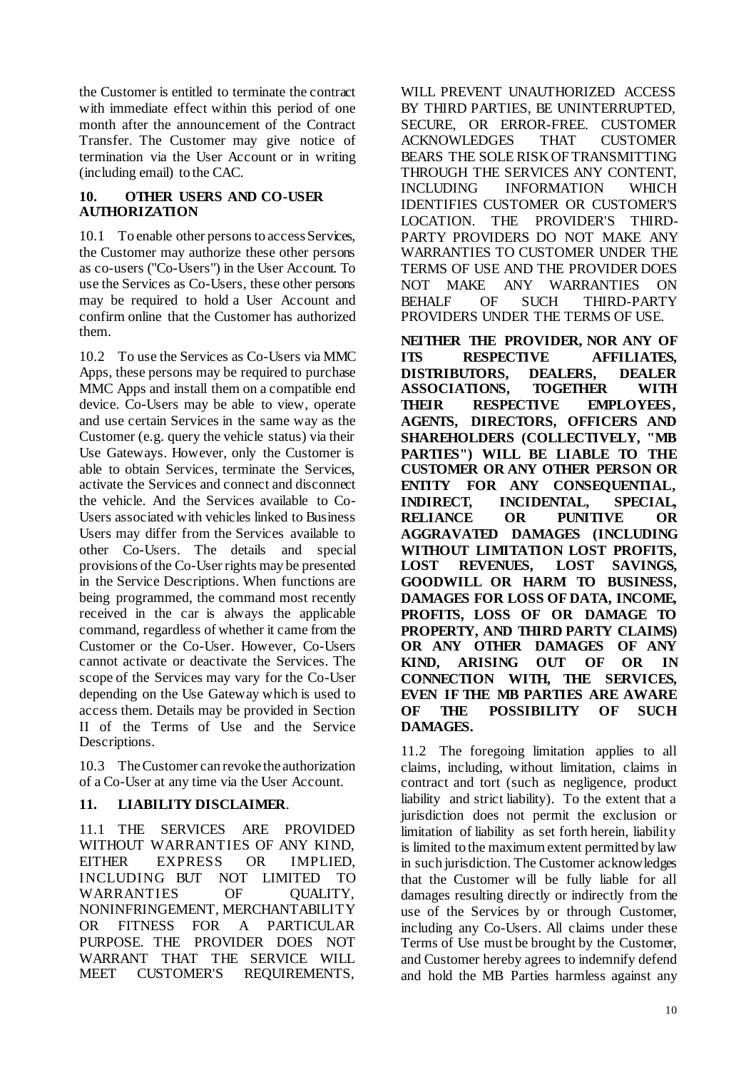the Customer is entitled to terminate the contract with immediate effect within this period of one month after the announcement of the Contract Transfer. The Customer may give notice of termination via the User Account or in writing (including email) to the CAC.

## 10. OTHER USERS AND CO-USER AUTHORIZATION

10.1 To enable other persons to access Services, the Customer may authorize these other persons as co-users ("Co-Users") in the User Account. To use the Services as Co-Users, these other persons may be required to hold a User Account and confirm online that the Customer has authorized them.

10.2 To use the Services as Co-Users via MMC Apps, these persons may be required to purchase MMC Apps and install them on a compatible end device. Co-Users may be able to view, operate and use certain Services in the same way as the Customer (e.g. query the vehicle status) via their Use Gateways. However, only the Customer is able to obtain Services, terminate the Services, activate the Services and connect and disconnect the vehicle. And the Services available to Co-Users associated with vehicles linked to Business Users may differ from the Services available to other Co-Users. The details and special provisions of the Co-User rights may be presented in the Service Descriptions. When functions are being programmed, the command most recently received in the car is always the applicable command, regardless of whether it came from the Customer or the Co-User. However, Co-Users cannot activate or deactivate the Services. The scope of the Services may vary for the Co-User depending on the Use Gateway which is used to access them. Details may be provided in Section II of the Terms of Use and the Service Descriptions.

10.3 The Customer can revoke the authorization of a Co-User at any time via the User Account.

## 11. LIABILITY DISCLAIMER.

11.1 THE SERVICES ARE PROVIDED WITHOUT WARRANTIES OF ANY KIND, EITHER EXPRESS OR IMPLIED, INCLUDING BUT NOT LIMITED TO WARRANTIES OF QUALITY, NONINFRINGEMENT, MERCHANTABILITY OR FITNESS FOR A PARTICULAR PURPOSE. THE PROVIDER DOES NOT WARRANT THAT THE SERVICE WILL MEET CUSTOMER'S REQUIREMENTS, WILL PREVENT UNAUTHORIZED ACCESS BY THIRD PARTIES, BE UNINTERRUPTED, SECURE, OR ERROR-FREE. CUSTOMER ACKNOWLEDGES THAT CUSTOMER BEARS THE SOLE RISK OF TRANSMITTING THROUGH THE SERVICES ANY CONTENT, INCLUDING INFORMATION WHICH IDENTIFIES CUSTOMER OR CUSTOMER'S LOCATION. THE PROVIDER'S THIRD-PARTY PROVIDERS DO NOT MAKE ANY WARRANTIES TO CUSTOMER UNDER THE TERMS OF USE AND THE PROVIDER DOES NOT MAKE ANY WARRANTIES ON BEHALF OF SUCH THIRD-PARTY PROVIDERS UNDER THE TERMS OF USE.

**NEITHER THE PROVIDER, NOR ANY OF ITS RESPECTIVE AFFILIATES, DISTRIBUTORS, DEALERS, DEALER ASSOCIATIONS, TOGETHER WITH THEIR RESPECTIVE EMPLOYEES, AGENTS, DIRECTORS, OFFICERS AND SHAREHOLDERS (COLLECTIVELY, "MB PARTIES") WILL BE LIABLE TO THE CUSTOMER OR ANY OTHER PERSON OR ENTITY FOR ANY CONSEQUENTIAL, INDIRECT, INCIDENTAL, SPECIAL, RELIANCE OR PUNITIVE OR AGGRAVATED DAMAGES (INCLUDING WITHOUT LIMITATION LOST PROFITS, LOST REVENUES, LOST SAVINGS, GOODWILL OR HARM TO BUSINESS, DAMAGES FOR LOSS OF DATA, INCOME, PROFITS, LOSS OF OR DAMAGE TO PROPERTY, AND THIRD PARTY CLAIMS) OR ANY OTHER DAMAGES OF ANY KIND, ARISING OUT OF OR IN CONNECTION WITH, THE SERVICES, EVEN IF THE MB PARTIES ARE AWARE OF THE POSSIBILITY OF SUCH DAMAGES.**

11.2 The foregoing limitation applies to all claims, including, without limitation, claims in contract and tort (such as negligence, product liability and strict liability). To the extent that a jurisdiction does not permit the exclusion or limitation of liability as set forth herein, liability is limited to the maximum extent permitted by law in such jurisdiction. The Customer acknowledges that the Customer will be fully liable for all damages resulting directly or indirectly from the use of the Services by or through Customer, including any Co-Users. All claims under these Terms of Use must be brought by the Customer, and Customer hereby agrees to indemnify defend and hold the MB Parties harmless against any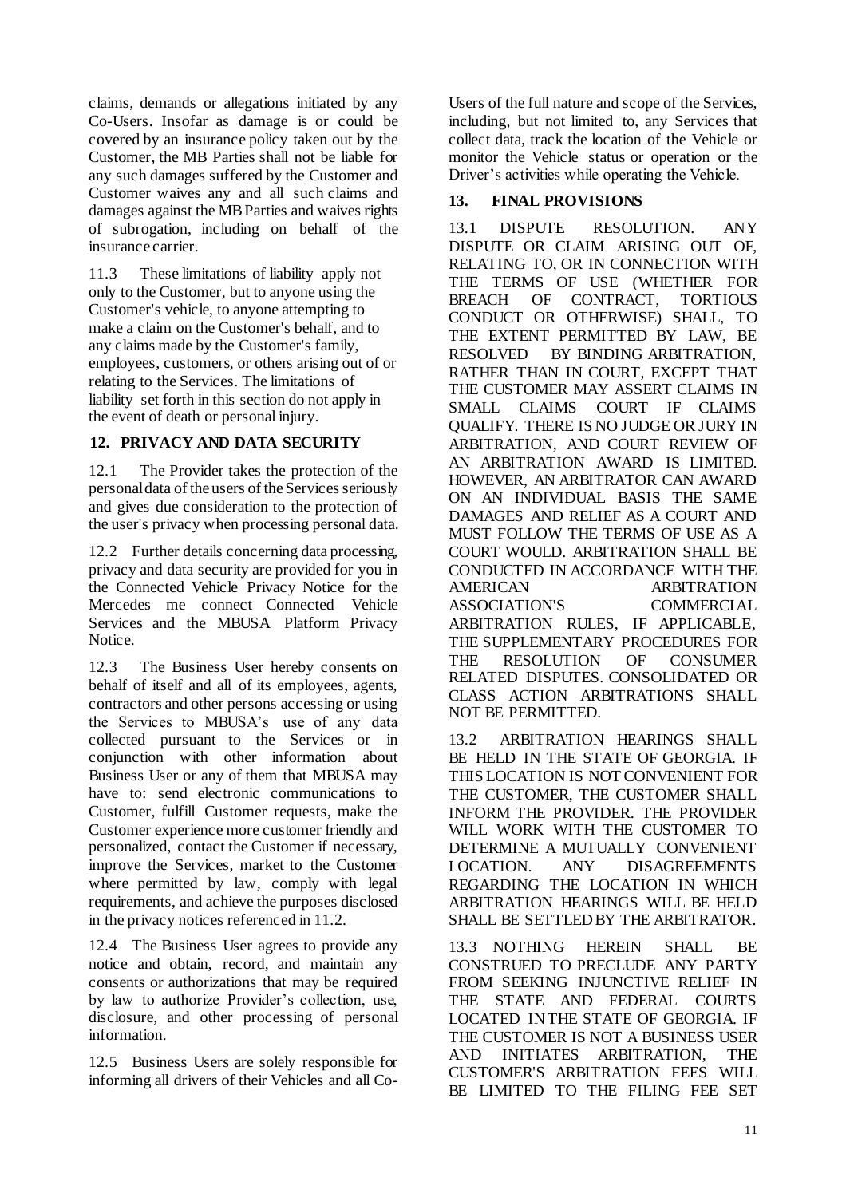claims, demands or allegations initiated by any Co-Users. Insofar as damage is or could be covered by an insurance policy taken out by the Customer, the MB Parties shall not be liable for any such damages suffered by the Customer and Customer waives any and all such claims and damages against the MB Parties and waives rights of subrogation, including on behalf of the insurance carrier.

11.3 These limitations of liability apply not only to the Customer, but to anyone using the Customer's vehicle, to anyone attempting to make a claim on the Customer's behalf, and to any claims made by the Customer's family, employees, customers, or others arising out of or relating to the Services. The limitations of liability set forth in this section do not apply in the event of death or personal injury.

## 12. PRIVACY AND DATA SECURITY

12.1 The Provider takes the protection of the personal data of the users of the Services seriously and gives due consideration to the protection of the user's privacy when processing personal data.

12.2 Further details concerning data processing, privacy and data security are provided for you in the Connected Vehicle Privacy Notice for the Mercedes me connect Connected Vehicle Services and the MBUSA Platform Privacy Notice.

12.3 The Business User hereby consents on behalf of itself and all of its employees, agents, contractors and other persons accessing or using the Services to MBUSA's use of any data collected pursuant to the Services or in conjunction with other information about Business User or any of them that MBUSA may have to: send electronic communications to Customer, fulfill Customer requests, make the Customer experience more customer friendly and personalized, contact the Customer if necessary, improve the Services, market to the Customer where permitted by law, comply with legal requirements, and achieve the purposes disclosed in the privacy notices referenced in 11.2.

12.4 The Business User agrees to provide any notice and obtain, record, and maintain any consents or authorizations that may be required by law to authorize Provider's collection, use, disclosure, and other processing of personal information.

12.5 Business Users are solely responsible for informing all drivers of their Vehicles and all Co-Users of the full nature and scope of the Services, including, but not limited to, any Services that collect data, track the location of the Vehicle or monitor the Vehicle status or operation or the Driver's activities while operating the Vehicle.

## 13. FINAL PROVISIONS

13.1 DISPUTE RESOLUTION. ANY DISPUTE OR CLAIM ARISING OUT OF, RELATING TO, OR IN CONNECTION WITH THE TERMS OF USE (WHETHER FOR BREACH OF CONTRACT, TORTIOUS CONDUCT OR OTHERWISE) SHALL, TO THE EXTENT PERMITTED BY LAW, BE RESOLVED BY BINDING ARBITRATION, RATHER THAN IN COURT, EXCEPT THAT THE CUSTOMER MAY ASSERT CLAIMS IN SMALL CLAIMS COURT IF CLAIMS QUALIFY. THERE IS NO JUDGE OR JURY IN ARBITRATION, AND COURT REVIEW OF AN ARBITRATION AWARD IS LIMITED. HOWEVER, AN ARBITRATOR CAN AWARD ON AN INDIVIDUAL BASIS THE SAME DAMAGES AND RELIEF AS A COURT AND MUST FOLLOW THE TERMS OF USE AS A COURT WOULD. ARBITRATION SHALL BE CONDUCTED IN ACCORDANCE WITH THE AMERICAN ARBITRATION ASSOCIATION'S COMMERCIAL ARBITRATION RULES, IF APPLICABLE, THE SUPPLEMENTARY PROCEDURES FOR THE RESOLUTION OF CONSUMER RELATED DISPUTES. CONSOLIDATED OR CLASS ACTION ARBITRATIONS SHALL NOT BE PERMITTED.

13.2 ARBITRATION HEARINGS SHALL BE HELD IN THE STATE OF GEORGIA. IF THIS LOCATION IS NOT CONVENIENT FOR THE CUSTOMER, THE CUSTOMER SHALL INFORM THE PROVIDER. THE PROVIDER WILL WORK WITH THE CUSTOMER TO DETERMINE A MUTUALLY CONVENIENT LOCATION. ANY DISAGREEMENTS REGARDING THE LOCATION IN WHICH ARBITRATION HEARINGS WILL BE HELD SHALL BE SETTLED BY THE ARBITRATOR.

13.3 NOTHING HEREIN SHALL BE CONSTRUED TO PRECLUDE ANY PARTY FROM SEEKING INJUNCTIVE RELIEF IN THE STATE AND FEDERAL COURTS LOCATED IN THE STATE OF GEORGIA. IF THE CUSTOMER IS NOT A BUSINESS USER AND INITIATES ARBITRATION, THE CUSTOMER'S ARBITRATION FEES WILL BE LIMITED TO THE FILING FEE SET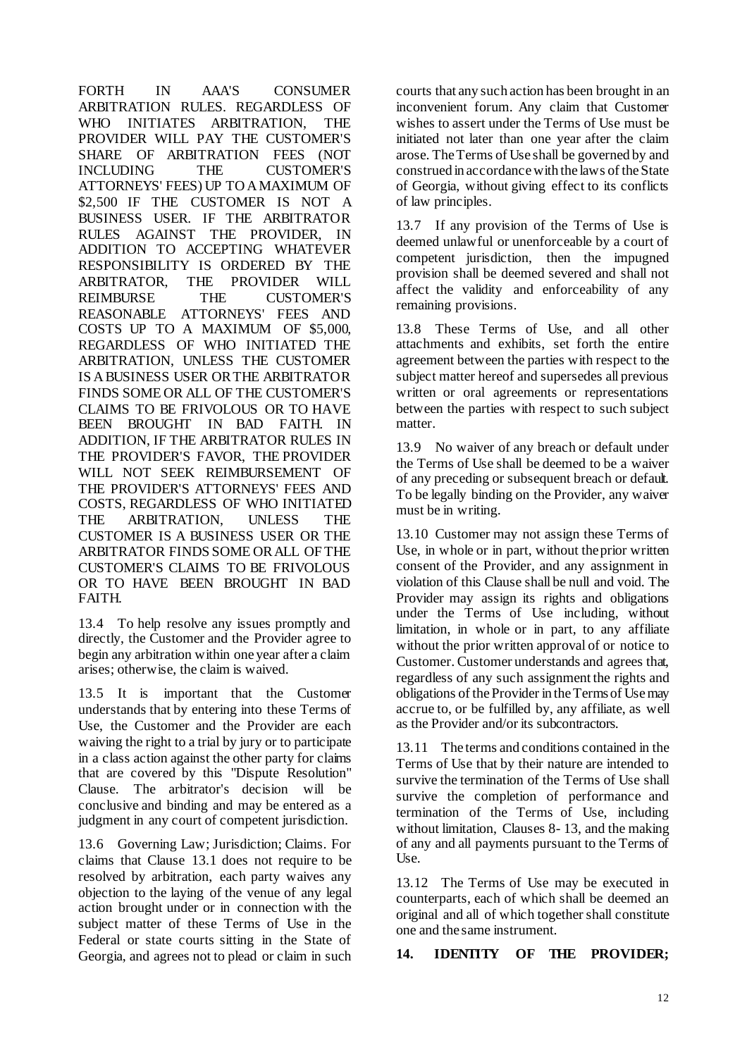FORTH IN AAA'S CONSUMER ARBITRATION RULES. REGARDLESS OF WHO INITIATES ARBITRATION, THE PROVIDER WILL PAY THE CUSTOMER'S SHARE OF ARBITRATION FEES (NOT INCLUDING THE CUSTOMER'S ATTORNEYS' FEES) UP TO A MAXIMUM OF $2,500 IF THE CUSTOMER IS NOT A BUSINESS USER. IF THE ARBITRATOR RULES AGAINST THE PROVIDER, IN ADDITION TO ACCEPTING WHATEVER RESPONSIBILITY IS ORDERED BY THE ARBITRATOR, THE PROVIDER WILL REIMBURSE THE CUSTOMER'S REASONABLE ATTORNEYS' FEES AND COSTS UP TO A MAXIMUM OF $5,000, REGARDLESS OF WHO INITIATED THE ARBITRATION, UNLESS THE CUSTOMER IS A BUSINESS USER OR THE ARBITRATOR FINDS SOME OR ALL OF THE CUSTOMER'S CLAIMS TO BE FRIVOLOUS OR TO HAVE BEEN BROUGHT IN BAD FAITH. IN ADDITION, IF THE ARBITRATOR RULES IN THE PROVIDER'S FAVOR, THE PROVIDER WILL NOT SEEK REIMBURSEMENT OF THE PROVIDER'S ATTORNEYS' FEES AND COSTS, REGARDLESS OF WHO INITIATED THE ARBITRATION, UNLESS THE CUSTOMER IS A BUSINESS USER OR THE ARBITRATOR FINDS SOME OR ALL OF THE CUSTOMER'S CLAIMS TO BE FRIVOLOUS OR TO HAVE BEEN BROUGHT IN BAD FAITH.

13.4 To help resolve any issues promptly and directly, the Customer and the Provider agree to begin any arbitration within one year after a claim arises; otherwise, the claim is waived.

13.5 It is important that the Customer understands that by entering into these Terms of Use, the Customer and the Provider are each waiving the right to a trial by jury or to participate in a class action against the other party for claims that are covered by this "Dispute Resolution" Clause. The arbitrator's decision will be conclusive and binding and may be entered as a judgment in any court of competent jurisdiction.

13.6 Governing Law; Jurisdiction; Claims. For claims that Clause 13.1 does not require to be resolved by arbitration, each party waives any objection to the laying of the venue of any legal action brought under or in connection with the subject matter of these Terms of Use in the Federal or state courts sitting in the State of Georgia, and agrees not to plead or claim in such courts that any such action has been brought in an inconvenient forum. Any claim that Customer wishes to assert under the Terms of Use must be initiated not later than one year after the claim arose. The Terms of Use shall be governed by and construed in accordance with the laws of the State of Georgia, without giving effect to its conflicts of law principles.

13.7 If any provision of the Terms of Use is deemed unlawful or unenforceable by a court of competent jurisdiction, then the impugned provision shall be deemed severed and shall not affect the validity and enforceability of any remaining provisions.

13.8 These Terms of Use, and all other attachments and exhibits, set forth the entire agreement between the parties with respect to the subject matter hereof and supersedes all previous written or oral agreements or representations between the parties with respect to such subject matter.

13.9 No waiver of any breach or default under the Terms of Use shall be deemed to be a waiver of any preceding or subsequent breach or default. To be legally binding on the Provider, any waiver must be in writing.

13.10 Customer may not assign these Terms of Use, in whole or in part, without the prior written consent of the Provider, and any assignment in violation of this Clause shall be null and void. The Provider may assign its rights and obligations under the Terms of Use including, without limitation, in whole or in part, to any affiliate without the prior written approval of or notice to Customer. Customer understands and agrees that, regardless of any such assignment the rights and obligations of the Provider in the Terms of Use may accrue to, or be fulfilled by, any affiliate, as well as the Provider and/or its subcontractors.

13.11 The terms and conditions contained in the Terms of Use that by their nature are intended to survive the termination of the Terms of Use shall survive the completion of performance and termination of the Terms of Use, including without limitation, Clauses 8- 13, and the making of any and all payments pursuant to the Terms of Use.

13.12 The Terms of Use may be executed in counterparts, each of which shall be deemed an original and all of which together shall constitute one and the same instrument.

## 14. IDENTITY OF THE PROVIDER;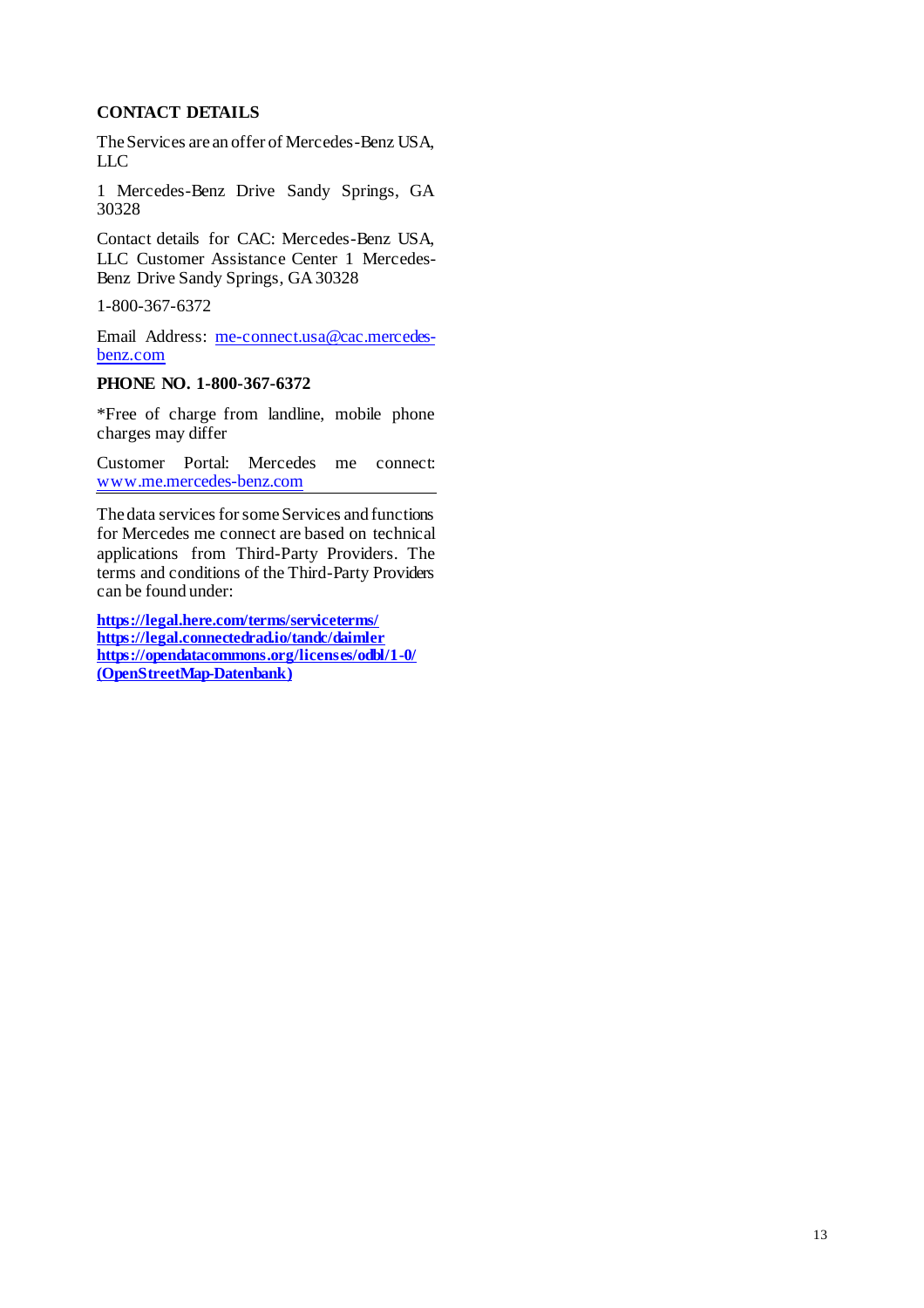## CONTACT DETAILS

The Services are an offer of Mercedes-Benz USA, LLC

1 Mercedes-Benz Drive Sandy Springs, GA 30328

Contact details for CAC: Mercedes-Benz USA, LLC Customer Assistance Center 1 Mercedes-Benz Drive Sandy Springs, GA 30328

1-800-367-6372

Email Address: me-connect.usa@cac.mercedes-benz.com

**PHONE NO. 1-800-367-6372**

*Free of charge from landline, mobile phone charges may differ

Customer Portal: Mercedes me connect: www.me.mercedes-benz.com

The data services for some Services and functions for Mercedes me connect are based on technical applications from Third-Party Providers. The terms and conditions of the Third-Party Providers can be found under:

**https://legal.here.com/terms/serviceterms/**
**https://legal.connectedrad.io/tandc/daimler**
**https://opendatacommons.org/licenses/odbl/1-0/ (OpenStreetMap-Datenbank)**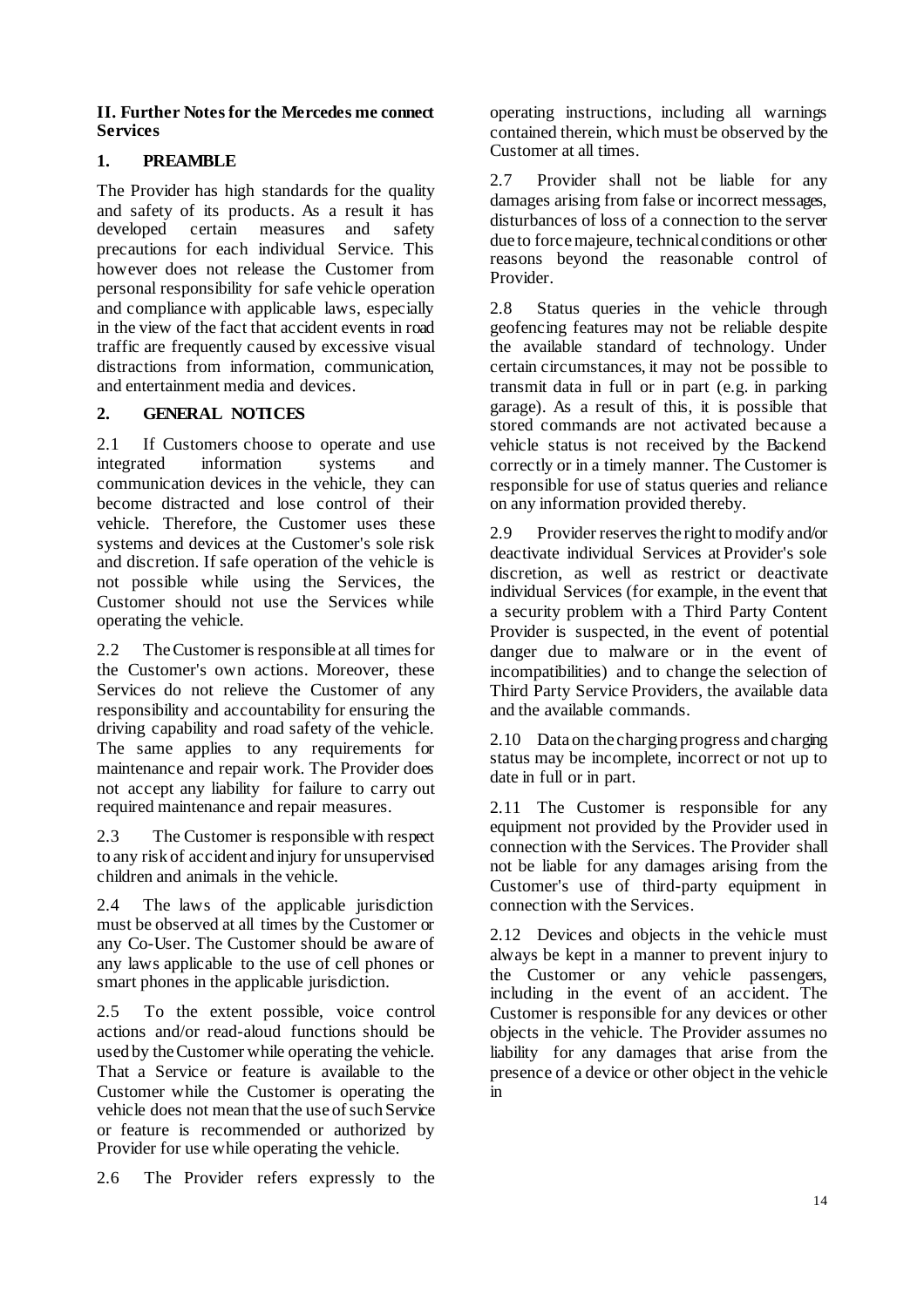**II. Further Notes for the Mercedes me connect Services**

## 1. PREAMBLE

The Provider has high standards for the quality and safety of its products. As a result it has developed certain measures and safety precautions for each individual Service. This however does not release the Customer from personal responsibility for safe vehicle operation and compliance with applicable laws, especially in the view of the fact that accident events in road traffic are frequently caused by excessive visual distractions from information, communication, and entertainment media and devices.

## 2. GENERAL NOTICES

2.1 If Customers choose to operate and use integrated information systems and communication devices in the vehicle, they can become distracted and lose control of their vehicle. Therefore, the Customer uses these systems and devices at the Customer's sole risk and discretion. If safe operation of the vehicle is not possible while using the Services, the Customer should not use the Services while operating the vehicle.

2.2 The Customer is responsible at all times for the Customer's own actions. Moreover, these Services do not relieve the Customer of any responsibility and accountability for ensuring the driving capability and road safety of the vehicle. The same applies to any requirements for maintenance and repair work. The Provider does not accept any liability for failure to carry out required maintenance and repair measures.

2.3 The Customer is responsible with respect to any risk of accident and injury for unsupervised children and animals in the vehicle.

2.4 The laws of the applicable jurisdiction must be observed at all times by the Customer or any Co-User. The Customer should be aware of any laws applicable to the use of cell phones or smart phones in the applicable jurisdiction.

2.5 To the extent possible, voice control actions and/or read-aloud functions should be used by the Customer while operating the vehicle. That a Service or feature is available to the Customer while the Customer is operating the vehicle does not mean that the use of such Service or feature is recommended or authorized by Provider for use while operating the vehicle.

2.6 The Provider refers expressly to the operating instructions, including all warnings contained therein, which must be observed by the Customer at all times.

2.7 Provider shall not be liable for any damages arising from false or incorrect messages, disturbances of loss of a connection to the server due to force majeure, technical conditions or other reasons beyond the reasonable control of Provider.

2.8 Status queries in the vehicle through geofencing features may not be reliable despite the available standard of technology. Under certain circumstances, it may not be possible to transmit data in full or in part (e.g. in parking garage). As a result of this, it is possible that stored commands are not activated because a vehicle status is not received by the Backend correctly or in a timely manner. The Customer is responsible for use of status queries and reliance on any information provided thereby.

2.9 Provider reserves the right to modify and/or deactivate individual Services at Provider's sole discretion, as well as restrict or deactivate individual Services (for example, in the event that a security problem with a Third Party Content Provider is suspected, in the event of potential danger due to malware or in the event of incompatibilities) and to change the selection of Third Party Service Providers, the available data and the available commands.

2.10 Data on the charging progress and charging status may be incomplete, incorrect or not up to date in full or in part.

2.11 The Customer is responsible for any equipment not provided by the Provider used in connection with the Services. The Provider shall not be liable for any damages arising from the Customer's use of third-party equipment in connection with the Services.

2.12 Devices and objects in the vehicle must always be kept in a manner to prevent injury to the Customer or any vehicle passengers, including in the event of an accident. The Customer is responsible for any devices or other objects in the vehicle. The Provider assumes no liability for any damages that arise from the presence of a device or other object in the vehicle in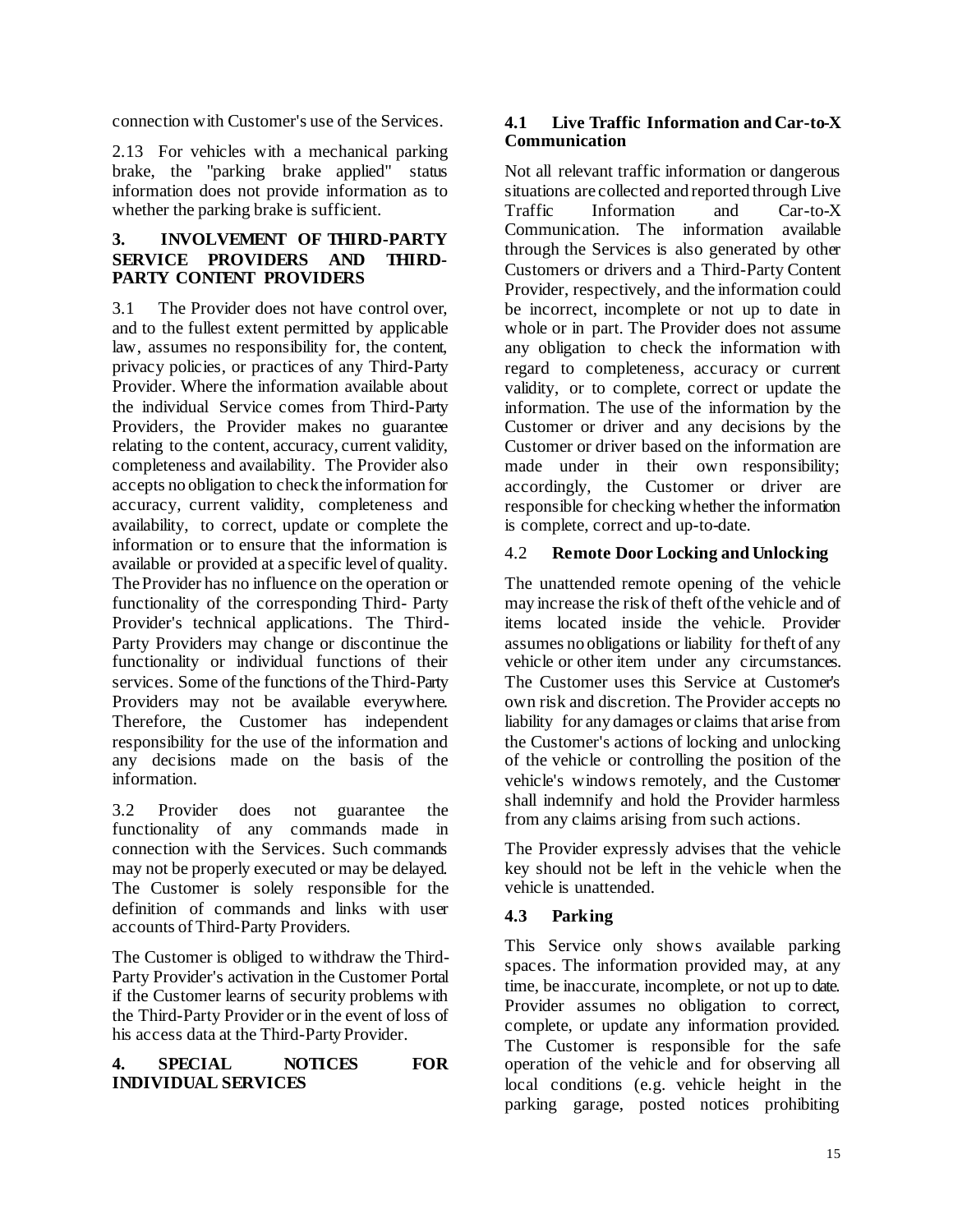connection with Customer's use of the Services.

2.13 For vehicles with a mechanical parking brake, the "parking brake applied" status information does not provide information as to whether the parking brake is sufficient.

## 3. INVOLVEMENT OF THIRD-PARTY SERVICE PROVIDERS AND THIRD-PARTY CONTENT PROVIDERS

3.1 The Provider does not have control over, and to the fullest extent permitted by applicable law, assumes no responsibility for, the content, privacy policies, or practices of any Third-Party Provider. Where the information available about the individual Service comes from Third-Party Providers, the Provider makes no guarantee relating to the content, accuracy, current validity, completeness and availability. The Provider also accepts no obligation to check the information for accuracy, current validity, completeness and availability, to correct, update or complete the information or to ensure that the information is available or provided at a specific level of quality. The Provider has no influence on the operation or functionality of the corresponding Third- Party Provider's technical applications. The Third-Party Providers may change or discontinue the functionality or individual functions of their services. Some of the functions of the Third-Party Providers may not be available everywhere. Therefore, the Customer has independent responsibility for the use of the information and any decisions made on the basis of the information.

3.2 Provider does not guarantee the functionality of any commands made in connection with the Services. Such commands may not be properly executed or may be delayed. The Customer is solely responsible for the definition of commands and links with user accounts of Third-Party Providers.

The Customer is obliged to withdraw the Third-Party Provider's activation in the Customer Portal if the Customer learns of security problems with the Third-Party Provider or in the event of loss of his access data at the Third-Party Provider.

## 4. SPECIAL NOTICES FOR INDIVIDUAL SERVICES

### 4.1 Live Traffic Information and Car-to-X Communication

Not all relevant traffic information or dangerous situations are collected and reported through Live Traffic Information and Car-to-X Communication. The information available through the Services is also generated by other Customers or drivers and a Third-Party Content Provider, respectively, and the information could be incorrect, incomplete or not up to date in whole or in part. The Provider does not assume any obligation to check the information with regard to completeness, accuracy or current validity, or to complete, correct or update the information. The use of the information by the Customer or driver and any decisions by the Customer or driver based on the information are made under in their own responsibility; accordingly, the Customer or driver are responsible for checking whether the information is complete, correct and up-to-date.

### 4.2 Remote Door Locking and Unlocking

The unattended remote opening of the vehicle may increase the risk of theft of the vehicle and of items located inside the vehicle. Provider assumes no obligations or liability for theft of any vehicle or other item under any circumstances. The Customer uses this Service at Customer's own risk and discretion. The Provider accepts no liability for any damages or claims that arise from the Customer's actions of locking and unlocking of the vehicle or controlling the position of the vehicle's windows remotely, and the Customer shall indemnify and hold the Provider harmless from any claims arising from such actions.

The Provider expressly advises that the vehicle key should not be left in the vehicle when the vehicle is unattended.

### 4.3 Parking

This Service only shows available parking spaces. The information provided may, at any time, be inaccurate, incomplete, or not up to date. Provider assumes no obligation to correct, complete, or update any information provided. The Customer is responsible for the safe operation of the vehicle and for observing all local conditions (e.g. vehicle height in the parking garage, posted notices prohibiting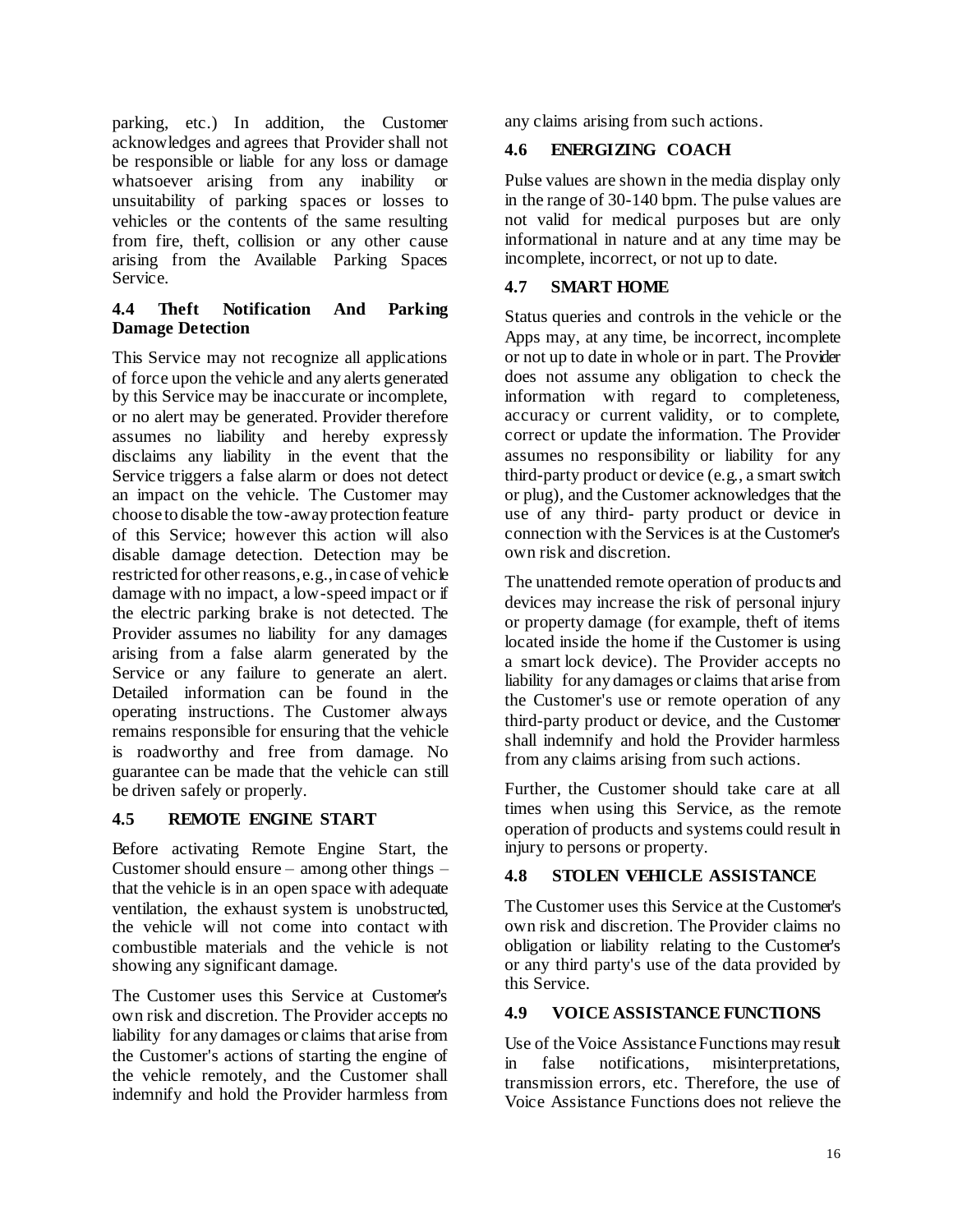parking, etc.) In addition, the Customer acknowledges and agrees that Provider shall not be responsible or liable for any loss or damage whatsoever arising from any inability or unsuitability of parking spaces or losses to vehicles or the contents of the same resulting from fire, theft, collision or any other cause arising from the Available Parking Spaces Service.

### 4.4 Theft Notification And Parking Damage Detection

This Service may not recognize all applications of force upon the vehicle and any alerts generated by this Service may be inaccurate or incomplete, or no alert may be generated. Provider therefore assumes no liability and hereby expressly disclaims any liability in the event that the Service triggers a false alarm or does not detect an impact on the vehicle. The Customer may choose to disable the tow-away protection feature of this Service; however this action will also disable damage detection. Detection may be restricted for other reasons, e.g., in case of vehicle damage with no impact, a low-speed impact or if the electric parking brake is not detected. The Provider assumes no liability for any damages arising from a false alarm generated by the Service or any failure to generate an alert. Detailed information can be found in the operating instructions. The Customer always remains responsible for ensuring that the vehicle is roadworthy and free from damage. No guarantee can be made that the vehicle can still be driven safely or properly.

### 4.5 REMOTE ENGINE START

Before activating Remote Engine Start, the Customer should ensure – among other things – that the vehicle is in an open space with adequate ventilation, the exhaust system is unobstructed, the vehicle will not come into contact with combustible materials and the vehicle is not showing any significant damage.

The Customer uses this Service at Customer's own risk and discretion. The Provider accepts no liability for any damages or claims that arise from the Customer's actions of starting the engine of the vehicle remotely, and the Customer shall indemnify and hold the Provider harmless from any claims arising from such actions.

### 4.6 ENERGIZING COACH

Pulse values are shown in the media display only in the range of 30-140 bpm. The pulse values are not valid for medical purposes but are only informational in nature and at any time may be incomplete, incorrect, or not up to date.

### 4.7 SMART HOME

Status queries and controls in the vehicle or the Apps may, at any time, be incorrect, incomplete or not up to date in whole or in part. The Provider does not assume any obligation to check the information with regard to completeness, accuracy or current validity, or to complete, correct or update the information. The Provider assumes no responsibility or liability for any third-party product or device (e.g., a smart switch or plug), and the Customer acknowledges that the use of any third- party product or device in connection with the Services is at the Customer's own risk and discretion.

The unattended remote operation of products and devices may increase the risk of personal injury or property damage (for example, theft of items located inside the home if the Customer is using a smart lock device). The Provider accepts no liability for any damages or claims that arise from the Customer's use or remote operation of any third-party product or device, and the Customer shall indemnify and hold the Provider harmless from any claims arising from such actions.

Further, the Customer should take care at all times when using this Service, as the remote operation of products and systems could result in injury to persons or property.

### 4.8 STOLEN VEHICLE ASSISTANCE

The Customer uses this Service at the Customer's own risk and discretion. The Provider claims no obligation or liability relating to the Customer's or any third party's use of the data provided by this Service.

### 4.9 VOICE ASSISTANCE FUNCTIONS

Use of the Voice Assistance Functions may result in false notifications, misinterpretations, transmission errors, etc. Therefore, the use of Voice Assistance Functions does not relieve the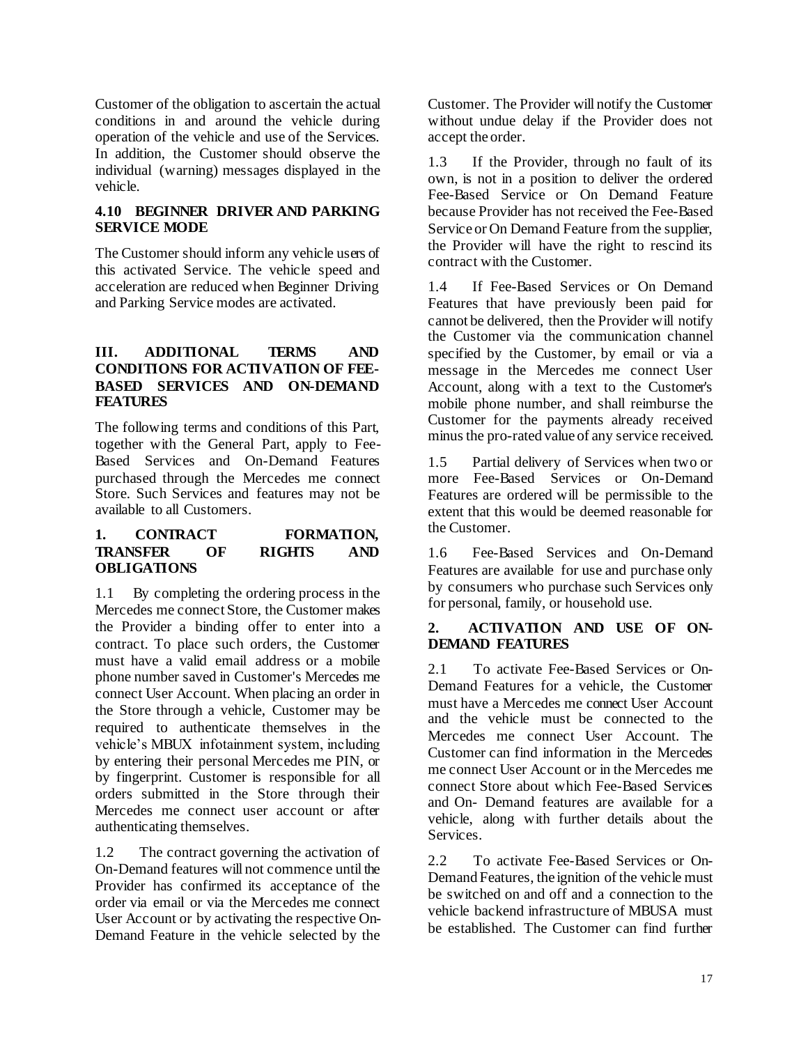Customer of the obligation to ascertain the actual conditions in and around the vehicle during operation of the vehicle and use of the Services. In addition, the Customer should observe the individual (warning) messages displayed in the vehicle.

### 4.10 BEGINNER DRIVER AND PARKING SERVICE MODE

The Customer should inform any vehicle users of this activated Service. The vehicle speed and acceleration are reduced when Beginner Driving and Parking Service modes are activated.

## III. ADDITIONAL TERMS AND CONDITIONS FOR ACTIVATION OF FEE-BASED SERVICES AND ON-DEMAND FEATURES

The following terms and conditions of this Part, together with the General Part, apply to Fee-Based Services and On-Demand Features purchased through the Mercedes me connect Store. Such Services and features may not be available to all Customers.

### 1. CONTRACT FORMATION, TRANSFER OF RIGHTS AND OBLIGATIONS

1.1 By completing the ordering process in the Mercedes me connect Store, the Customer makes the Provider a binding offer to enter into a contract. To place such orders, the Customer must have a valid email address or a mobile phone number saved in Customer's Mercedes me connect User Account. When placing an order in the Store through a vehicle, Customer may be required to authenticate themselves in the vehicle's MBUX infotainment system, including by entering their personal Mercedes me PIN, or by fingerprint. Customer is responsible for all orders submitted in the Store through their Mercedes me connect user account or after authenticating themselves.

1.2 The contract governing the activation of On-Demand features will not commence until the Provider has confirmed its acceptance of the order via email or via the Mercedes me connect User Account or by activating the respective On-Demand Feature in the vehicle selected by the Customer. The Provider will notify the Customer without undue delay if the Provider does not accept the order.

1.3 If the Provider, through no fault of its own, is not in a position to deliver the ordered Fee-Based Service or On Demand Feature because Provider has not received the Fee-Based Service or On Demand Feature from the supplier, the Provider will have the right to rescind its contract with the Customer.

1.4 If Fee-Based Services or On Demand Features that have previously been paid for cannot be delivered, then the Provider will notify the Customer via the communication channel specified by the Customer, by email or via a message in the Mercedes me connect User Account, along with a text to the Customer's mobile phone number, and shall reimburse the Customer for the payments already received minus the pro-rated value of any service received.

1.5 Partial delivery of Services when two or more Fee-Based Services or On-Demand Features are ordered will be permissible to the extent that this would be deemed reasonable for the Customer.

1.6 Fee-Based Services and On-Demand Features are available for use and purchase only by consumers who purchase such Services only for personal, family, or household use.

### 2. ACTIVATION AND USE OF ON-DEMAND FEATURES

2.1 To activate Fee-Based Services or On-Demand Features for a vehicle, the Customer must have a Mercedes me connect User Account and the vehicle must be connected to the Mercedes me connect User Account. The Customer can find information in the Mercedes me connect User Account or in the Mercedes me connect Store about which Fee-Based Services and On- Demand features are available for a vehicle, along with further details about the Services.

2.2 To activate Fee-Based Services or On-Demand Features, the ignition of the vehicle must be switched on and off and a connection to the vehicle backend infrastructure of MBUSA must be established. The Customer can find further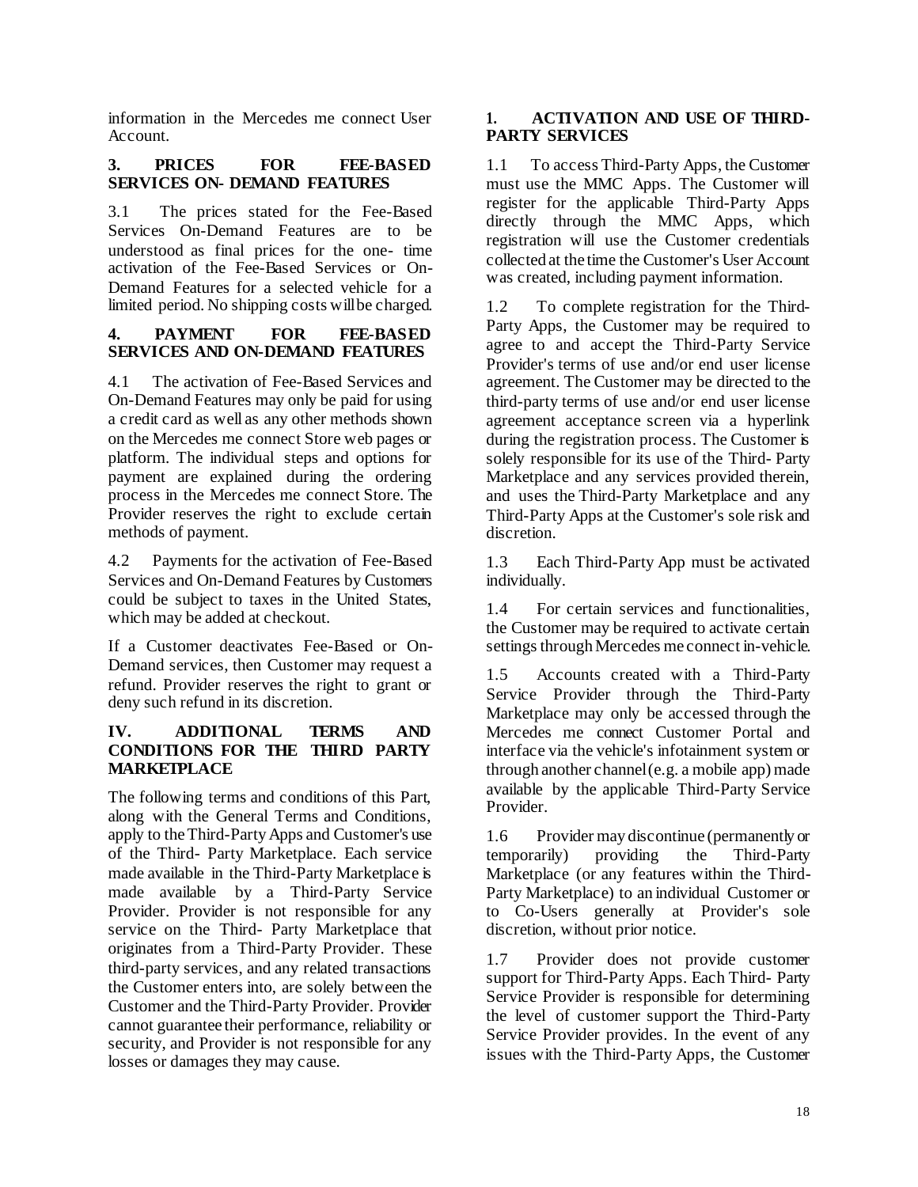information in the Mercedes me connect User Account.

### 3. PRICES FOR FEE-BASED SERVICES ON- DEMAND FEATURES

3.1 The prices stated for the Fee-Based Services On-Demand Features are to be understood as final prices for the one- time activation of the Fee-Based Services or On-Demand Features for a selected vehicle for a limited period. No shipping costs will be charged.

### 4. PAYMENT FOR FEE-BASED SERVICES AND ON-DEMAND FEATURES

4.1 The activation of Fee-Based Services and On-Demand Features may only be paid for using a credit card as well as any other methods shown on the Mercedes me connect Store web pages or platform. The individual steps and options for payment are explained during the ordering process in the Mercedes me connect Store. The Provider reserves the right to exclude certain methods of payment.

4.2 Payments for the activation of Fee-Based Services and On-Demand Features by Customers could be subject to taxes in the United States, which may be added at checkout.

If a Customer deactivates Fee-Based or On-Demand services, then Customer may request a refund. Provider reserves the right to grant or deny such refund in its discretion.

## IV. ADDITIONAL TERMS AND CONDITIONS FOR THE THIRD PARTY MARKETPLACE

The following terms and conditions of this Part, along with the General Terms and Conditions, apply to the Third-Party Apps and Customer's use of the Third- Party Marketplace. Each service made available in the Third-Party Marketplace is made available by a Third-Party Service Provider. Provider is not responsible for any service on the Third- Party Marketplace that originates from a Third-Party Provider. These third-party services, and any related transactions the Customer enters into, are solely between the Customer and the Third-Party Provider. Provider cannot guarantee their performance, reliability or security, and Provider is not responsible for any losses or damages they may cause.

### 1. ACTIVATION AND USE OF THIRD-PARTY SERVICES

1.1 To access Third-Party Apps, the Customer must use the MMC Apps. The Customer will register for the applicable Third-Party Apps directly through the MMC Apps, which registration will use the Customer credentials collected at the time the Customer's User Account was created, including payment information.

1.2 To complete registration for the Third-Party Apps, the Customer may be required to agree to and accept the Third-Party Service Provider's terms of use and/or end user license agreement. The Customer may be directed to the third-party terms of use and/or end user license agreement acceptance screen via a hyperlink during the registration process. The Customer is solely responsible for its use of the Third- Party Marketplace and any services provided therein, and uses the Third-Party Marketplace and any Third-Party Apps at the Customer's sole risk and discretion.

1.3 Each Third-Party App must be activated individually.

1.4 For certain services and functionalities, the Customer may be required to activate certain settings through Mercedes me connect in-vehicle.

1.5 Accounts created with a Third-Party Service Provider through the Third-Party Marketplace may only be accessed through the Mercedes me connect Customer Portal and interface via the vehicle's infotainment system or through another channel (e.g. a mobile app) made available by the applicable Third-Party Service Provider.

1.6 Provider may discontinue (permanently or temporarily) providing the Third-Party Marketplace (or any features within the Third-Party Marketplace) to an individual Customer or to Co-Users generally at Provider's sole discretion, without prior notice.

1.7 Provider does not provide customer support for Third-Party Apps. Each Third- Party Service Provider is responsible for determining the level of customer support the Third-Party Service Provider provides. In the event of any issues with the Third-Party Apps, the Customer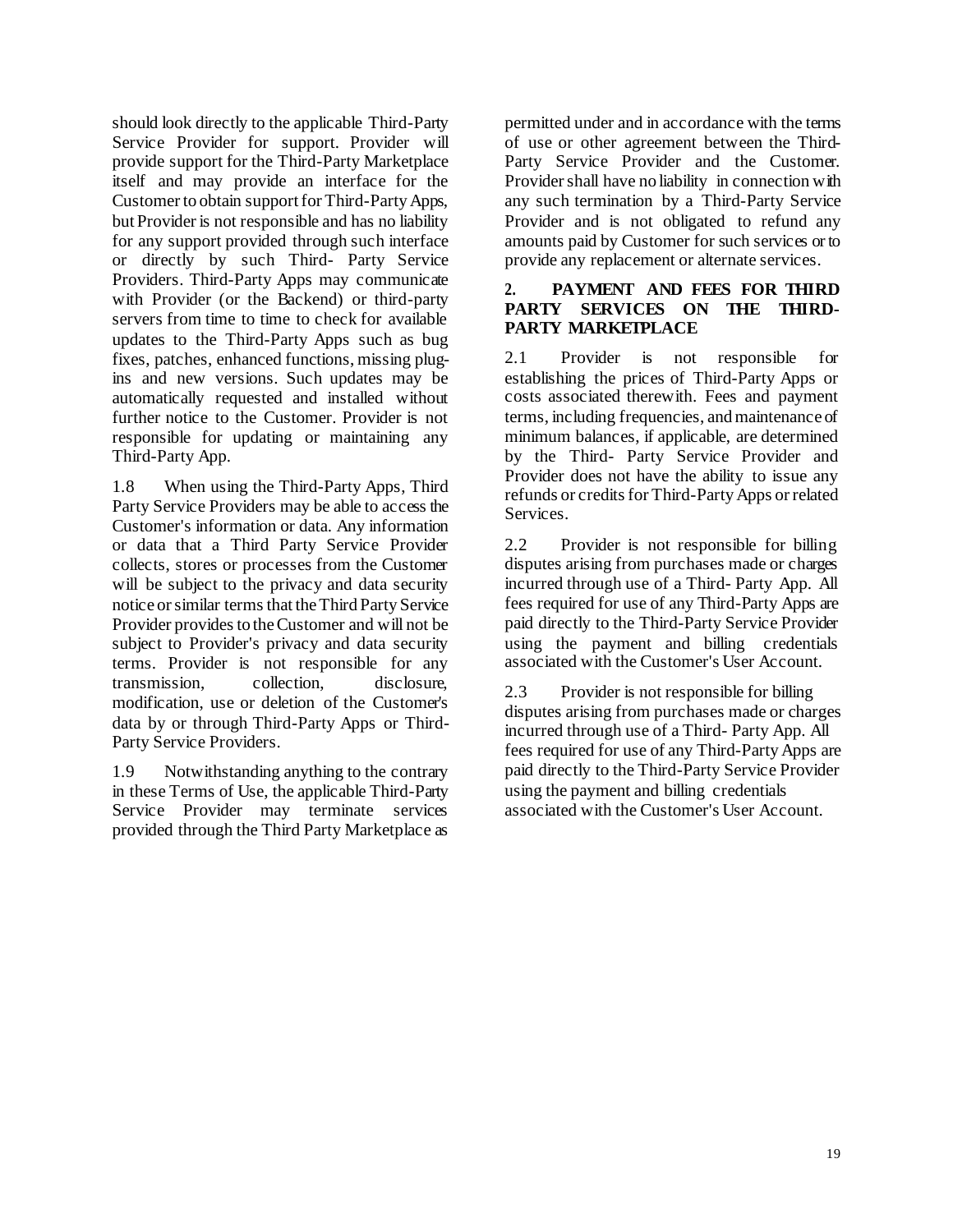should look directly to the applicable Third-Party Service Provider for support. Provider will provide support for the Third-Party Marketplace itself and may provide an interface for the Customer to obtain support for Third-Party Apps, but Provider is not responsible and has no liability for any support provided through such interface or directly by such Third- Party Service Providers. Third-Party Apps may communicate with Provider (or the Backend) or third-party servers from time to time to check for available updates to the Third-Party Apps such as bug fixes, patches, enhanced functions, missing plug-ins and new versions. Such updates may be automatically requested and installed without further notice to the Customer. Provider is not responsible for updating or maintaining any Third-Party App.

1.8 When using the Third-Party Apps, Third Party Service Providers may be able to access the Customer's information or data. Any information or data that a Third Party Service Provider collects, stores or processes from the Customer will be subject to the privacy and data security notice or similar terms that the Third Party Service Provider provides to the Customer and will not be subject to Provider's privacy and data security terms. Provider is not responsible for any transmission, collection, disclosure, modification, use or deletion of the Customer's data by or through Third-Party Apps or Third-Party Service Providers.

1.9 Notwithstanding anything to the contrary in these Terms of Use, the applicable Third-Party Service Provider may terminate services provided through the Third Party Marketplace as permitted under and in accordance with the terms of use or other agreement between the Third-Party Service Provider and the Customer. Provider shall have no liability in connection with any such termination by a Third-Party Service Provider and is not obligated to refund any amounts paid by Customer for such services or to provide any replacement or alternate services.

## 2. PAYMENT AND FEES FOR THIRD PARTY SERVICES ON THE THIRD-PARTY MARKETPLACE

2.1 Provider is not responsible for establishing the prices of Third-Party Apps or costs associated therewith. Fees and payment terms, including frequencies, and maintenance of minimum balances, if applicable, are determined by the Third- Party Service Provider and Provider does not have the ability to issue any refunds or credits for Third-Party Apps or related Services.

2.2 Provider is not responsible for billing disputes arising from purchases made or charges incurred through use of a Third- Party App. All fees required for use of any Third-Party Apps are paid directly to the Third-Party Service Provider using the payment and billing credentials associated with the Customer's User Account.

2.3 Provider is not responsible for billing disputes arising from purchases made or charges incurred through use of a Third- Party App. All fees required for use of any Third-Party Apps are paid directly to the Third-Party Service Provider using the payment and billing credentials associated with the Customer's User Account.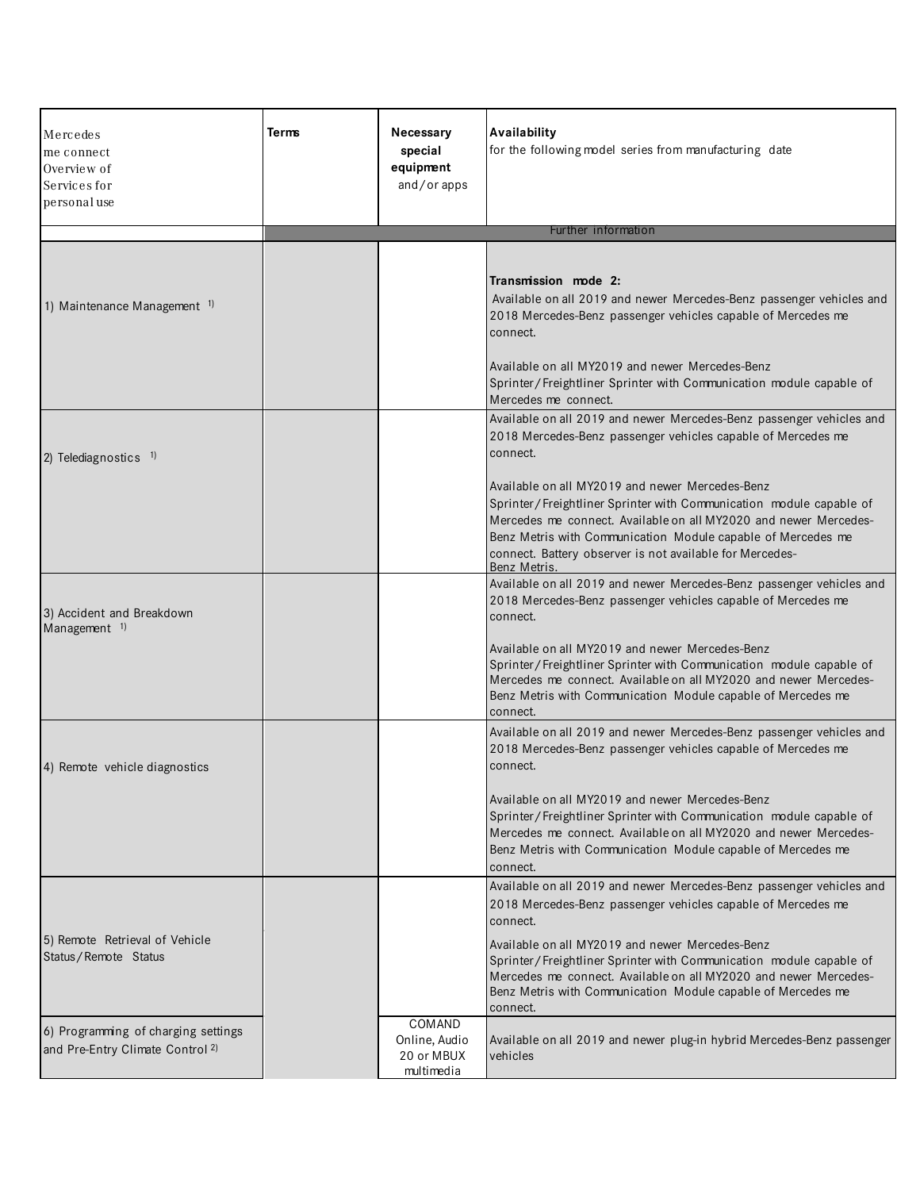| Mercedes me connect Overview of Services for personal use | Terms | Necessary special equipment and/or apps | Availability for the following model series from manufacturing date |
|---|---|---|---|
| | Further information | | |
| 1) Maintenance Management [1] | | | **Transmission mode 2:** Available on all 2019 and newer Mercedes-Benz passenger vehicles and 2018 Mercedes-Benz passenger vehicles capable of Mercedes me connect.<br><br>Available on all MY2019 and newer Mercedes-Benz Sprinter/Freightliner Sprinter with Communication module capable of Mercedes me connect. |
| 2) Telediagnostics [1] | | | Available on all 2019 and newer Mercedes-Benz passenger vehicles and 2018 Mercedes-Benz passenger vehicles capable of Mercedes me connect.<br><br>Available on all MY2019 and newer Mercedes-Benz Sprinter/Freightliner Sprinter with Communication module capable of Mercedes me connect. Available on all MY2020 and newer Mercedes-Benz Metris with Communication Module capable of Mercedes me connect. Battery observer is not available for Mercedes-Benz Metris. |
| 3) Accident and Breakdown Management [1] | | | Available on all 2019 and newer Mercedes-Benz passenger vehicles and 2018 Mercedes-Benz passenger vehicles capable of Mercedes me connect.<br><br>Available on all MY2019 and newer Mercedes-Benz Sprinter/Freightliner Sprinter with Communication module capable of Mercedes me connect. Available on all MY2020 and newer Mercedes-Benz Metris with Communication Module capable of Mercedes me connect. |
| 4) Remote vehicle diagnostics | | | Available on all 2019 and newer Mercedes-Benz passenger vehicles and 2018 Mercedes-Benz passenger vehicles capable of Mercedes me connect.<br><br>Available on all MY2019 and newer Mercedes-Benz Sprinter/Freightliner Sprinter with Communication module capable of Mercedes me connect. Available on all MY2020 and newer Mercedes-Benz Metris with Communication Module capable of Mercedes me connect. |
| 5) Remote Retrieval of Vehicle Status/Remote Status | | | Available on all 2019 and newer Mercedes-Benz passenger vehicles and 2018 Mercedes-Benz passenger vehicles capable of Mercedes me connect.<br><br>Available on all MY2019 and newer Mercedes-Benz Sprinter/Freightliner Sprinter with Communication module capable of Mercedes me connect. Available on all MY2020 and newer Mercedes-Benz Metris with Communication Module capable of Mercedes me connect. |
| 6) Programming of charging settings and Pre-Entry Climate Control [2] | | COMAND Online, Audio 20 or MBUX multimedia | Available on all 2019 and newer plug-in hybrid Mercedes-Benz passenger vehicles |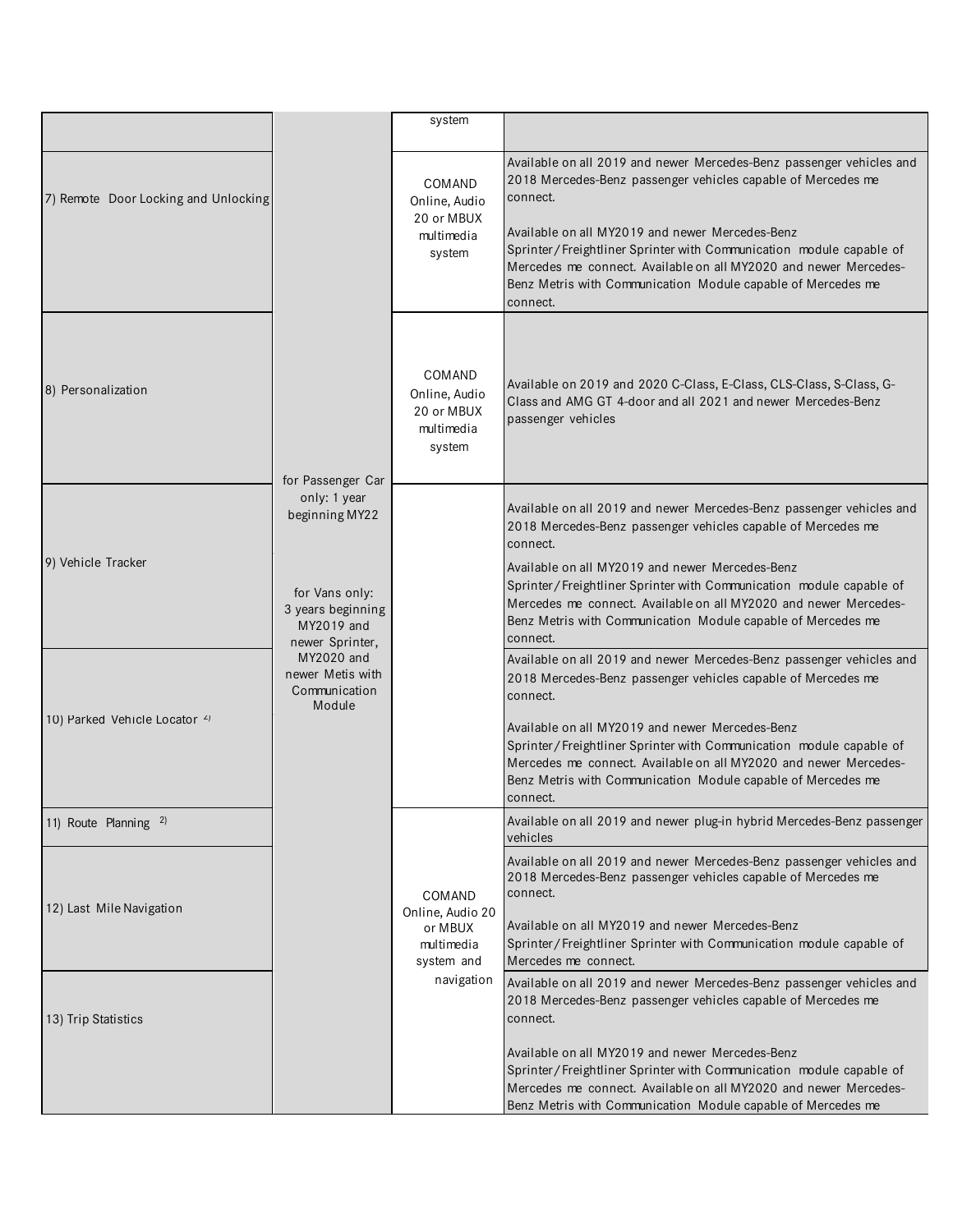| | | | |
|---|---|---|---|
| | | system | |
| 7) Remote Door Locking and Unlocking | for Passenger Car only: 1 year beginning MY22<br><br>for Vans only: 3 years beginning MY2019 and newer Sprinter, MY2020 and newer Metis with Communication Module | COMAND Online, Audio 20 or MBUX multimedia system | Available on all 2019 and newer Mercedes-Benz passenger vehicles and 2018 Mercedes-Benz passenger vehicles capable of Mercedes me connect.<br><br>Available on all MY2019 and newer Mercedes-Benz Sprinter/Freightliner Sprinter with Communication module capable of Mercedes me connect. Available on all MY2020 and newer Mercedes-Benz Metris with Communication Module capable of Mercedes me connect. |
| 8) Personalization | | COMAND Online, Audio 20 or MBUX multimedia system | Available on 2019 and 2020 C-Class, E-Class, CLS-Class, S-Class, G-Class and AMG GT 4-door and all 2021 and newer Mercedes-Benz passenger vehicles |
| 9) Vehicle Tracker | | | Available on all 2019 and newer Mercedes-Benz passenger vehicles and 2018 Mercedes-Benz passenger vehicles capable of Mercedes me connect.<br><br>Available on all MY2019 and newer Mercedes-Benz Sprinter/Freightliner Sprinter with Communication module capable of Mercedes me connect. Available on all MY2020 and newer Mercedes-Benz Metris with Communication Module capable of Mercedes me connect. |
| 10) Parked Vehicle Locator [2] | | | Available on all 2019 and newer Mercedes-Benz passenger vehicles and 2018 Mercedes-Benz passenger vehicles capable of Mercedes me connect.<br><br>Available on all MY2019 and newer Mercedes-Benz Sprinter/Freightliner Sprinter with Communication module capable of Mercedes me connect. Available on all MY2020 and newer Mercedes-Benz Metris with Communication Module capable of Mercedes me connect. |
| 11) Route Planning [2] | | COMAND Online, Audio 20 or MBUX multimedia system and navigation | Available on all 2019 and newer plug-in hybrid Mercedes-Benz passenger vehicles |
| 12) Last Mile Navigation | | | Available on all 2019 and newer Mercedes-Benz passenger vehicles and 2018 Mercedes-Benz passenger vehicles capable of Mercedes me connect.<br><br>Available on all MY2019 and newer Mercedes-Benz Sprinter/Freightliner Sprinter with Communication module capable of Mercedes me connect. |
| 13) Trip Statistics | | | Available on all 2019 and newer Mercedes-Benz passenger vehicles and 2018 Mercedes-Benz passenger vehicles capable of Mercedes me connect.<br><br>Available on all MY2019 and newer Mercedes-Benz Sprinter/Freightliner Sprinter with Communication module capable of Mercedes me connect. Available on all MY2020 and newer Mercedes-Benz Metris with Communication Module capable of Mercedes me |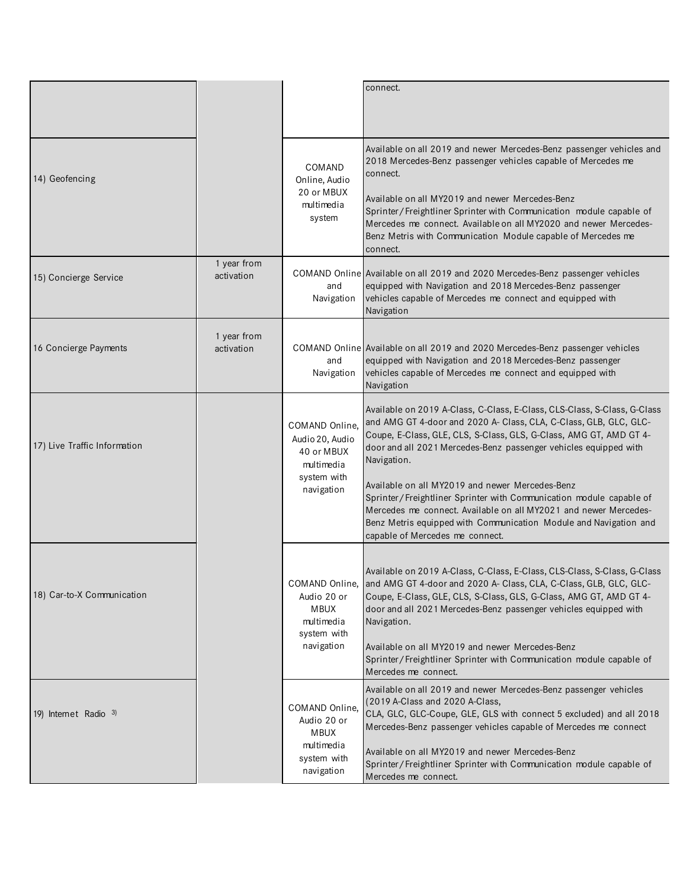| | | | |
|---|---|---|---|
| | | | connect. |
| 14) Geofencing | | COMAND Online, Audio 20 or MBUX multimedia system | Available on all 2019 and newer Mercedes-Benz passenger vehicles and 2018 Mercedes-Benz passenger vehicles capable of Mercedes me connect.<br><br>Available on all MY2019 and newer Mercedes-Benz Sprinter/Freightliner Sprinter with Communication module capable of Mercedes me connect. Available on all MY2020 and newer Mercedes-Benz Metris with Communication Module capable of Mercedes me connect. |
| 15) Concierge Service | 1 year from activation | COMAND Online and Navigation | Available on all 2019 and 2020 Mercedes-Benz passenger vehicles equipped with Navigation and 2018 Mercedes-Benz passenger vehicles capable of Mercedes me connect and equipped with Navigation |
| 16 Concierge Payments | 1 year from activation | COMAND Online and Navigation | Available on all 2019 and 2020 Mercedes-Benz passenger vehicles equipped with Navigation and 2018 Mercedes-Benz passenger vehicles capable of Mercedes me connect and equipped with Navigation |
| 17) Live Traffic Information | | COMAND Online, Audio 20, Audio 40 or MBUX multimedia system with navigation | Available on 2019 A-Class, C-Class, E-Class, CLS-Class, S-Class, G-Class and AMG GT 4-door and 2020 A- Class, CLA, C-Class, GLB, GLC, GLC-Coupe, E-Class, GLE, CLS, S-Class, GLS, G-Class, AMG GT, AMD GT 4-door and all 2021 Mercedes-Benz passenger vehicles equipped with Navigation.<br><br>Available on all MY2019 and newer Mercedes-Benz Sprinter/Freightliner Sprinter with Communication module capable of Mercedes me connect. Available on all MY2021 and newer Mercedes-Benz Metris equipped with Communication Module and Navigation and capable of Mercedes me connect. |
| 18) Car-to-X Communication | | COMAND Online, Audio 20 or MBUX multimedia system with navigation | Available on 2019 A-Class, C-Class, E-Class, CLS-Class, S-Class, G-Class and AMG GT 4-door and 2020 A- Class, CLA, C-Class, GLB, GLC, GLC-Coupe, E-Class, GLE, CLS, S-Class, GLS, G-Class, AMG GT, AMD GT 4-door and all 2021 Mercedes-Benz passenger vehicles equipped with Navigation.<br><br>Available on all MY2019 and newer Mercedes-Benz Sprinter/Freightliner Sprinter with Communication module capable of Mercedes me connect. |
| 19) Internet Radio [3] | | COMAND Online, Audio 20 or MBUX multimedia system with navigation | Available on all 2019 and newer Mercedes-Benz passenger vehicles (2019 A-Class and 2020 A-Class, CLA, GLC, GLC-Coupe, GLE, GLS with connect 5 excluded) and all 2018 Mercedes-Benz passenger vehicles capable of Mercedes me connect<br><br>Available on all MY2019 and newer Mercedes-Benz Sprinter/Freightliner Sprinter with Communication module capable of Mercedes me connect. |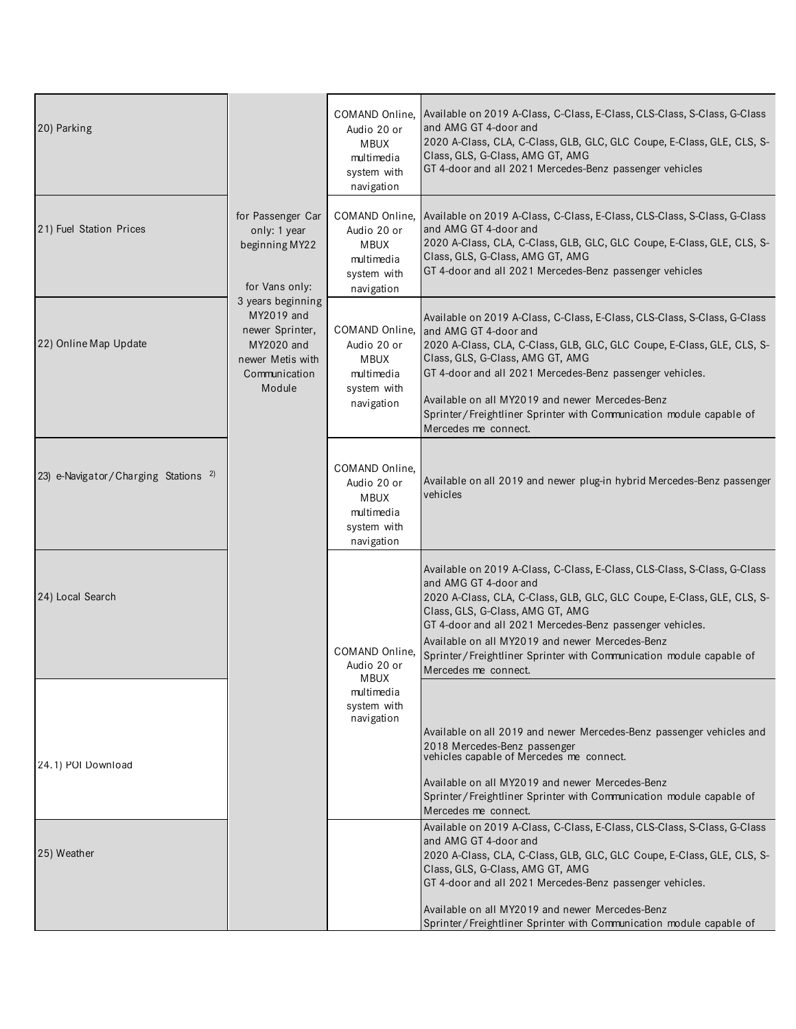| | | | |
|---|---|---|---|
| 20) Parking | for Passenger Car only: 1 year beginning MY22<br><br>for Vans only: 3 years beginning MY2019 and newer Sprinter, MY2020 and newer Metis with Communication Module | COMAND Online, Audio 20 or MBUX multimedia system with navigation | Available on 2019 A-Class, C-Class, E-Class, CLS-Class, S-Class, G-Class and AMG GT 4-door and<br>2020 A-Class, CLA, C-Class, GLB, GLC, GLC Coupe, E-Class, GLE, CLS, S-Class, GLS, G-Class, AMG GT, AMG<br>GT 4-door and all 2021 Mercedes-Benz passenger vehicles |
| 21) Fuel Station Prices | | COMAND Online, Audio 20 or MBUX multimedia system with navigation | Available on 2019 A-Class, C-Class, E-Class, CLS-Class, S-Class, G-Class and AMG GT 4-door and<br>2020 A-Class, CLA, C-Class, GLB, GLC, GLC Coupe, E-Class, GLE, CLS, S-Class, GLS, G-Class, AMG GT, AMG<br>GT 4-door and all 2021 Mercedes-Benz passenger vehicles |
| 22) Online Map Update | | COMAND Online, Audio 20 or MBUX multimedia system with navigation | Available on 2019 A-Class, C-Class, E-Class, CLS-Class, S-Class, G-Class and AMG GT 4-door and<br>2020 A-Class, CLA, C-Class, GLB, GLC, GLC Coupe, E-Class, GLE, CLS, S-Class, GLS, G-Class, AMG GT, AMG<br>GT 4-door and all 2021 Mercedes-Benz passenger vehicles.<br><br>Available on all MY2019 and newer Mercedes-Benz Sprinter/Freightliner Sprinter with Communication module capable of Mercedes me connect. |
| 23) e-Navigator/Charging Stations [2] | | COMAND Online, Audio 20 or MBUX multimedia system with navigation | Available on all 2019 and newer plug-in hybrid Mercedes-Benz passenger vehicles |
| 24) Local Search | | COMAND Online, Audio 20 or MBUX multimedia system with navigation | Available on 2019 A-Class, C-Class, E-Class, CLS-Class, S-Class, G-Class and AMG GT 4-door and<br>2020 A-Class, CLA, C-Class, GLB, GLC, GLC Coupe, E-Class, GLE, CLS, S-Class, GLS, G-Class, AMG GT, AMG<br>GT 4-door and all 2021 Mercedes-Benz passenger vehicles.<br>Available on all MY2019 and newer Mercedes-Benz Sprinter/Freightliner Sprinter with Communication module capable of Mercedes me connect. |
| 24.1) POI Download | | | Available on all 2019 and newer Mercedes-Benz passenger vehicles and 2018 Mercedes-Benz passenger<br>vehicles capable of Mercedes me connect.<br><br>Available on all MY2019 and newer Mercedes-Benz Sprinter/Freightliner Sprinter with Communication module capable of Mercedes me connect. |
| 25) Weather | | | Available on 2019 A-Class, C-Class, E-Class, CLS-Class, S-Class, G-Class and AMG GT 4-door and<br>2020 A-Class, CLA, C-Class, GLB, GLC, GLC Coupe, E-Class, GLE, CLS, S-Class, GLS, G-Class, AMG GT, AMG<br>GT 4-door and all 2021 Mercedes-Benz passenger vehicles.<br><br>Available on all MY2019 and newer Mercedes-Benz Sprinter/Freightliner Sprinter with Communication module capable of |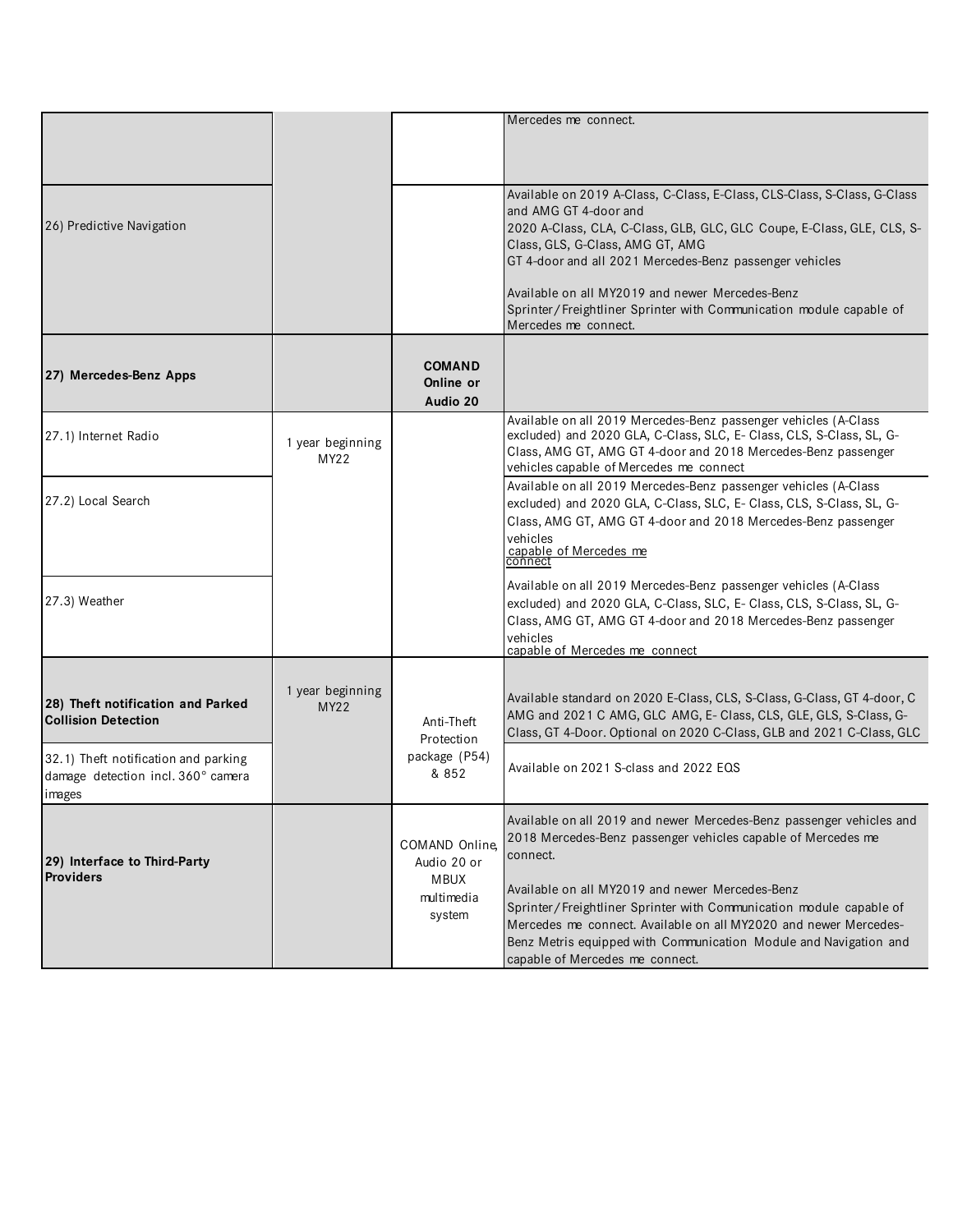| | | | |
|---|---|---|---|
| | | | Mercedes me connect. |
| 26) Predictive Navigation | | | Available on 2019 A-Class, C-Class, E-Class, CLS-Class, S-Class, G-Class and AMG GT 4-door and 2020 A-Class, CLA, C-Class, GLB, GLC, GLC Coupe, E-Class, GLE, CLS, S-Class, GLS, G-Class, AMG GT, AMG GT 4-door and all 2021 Mercedes-Benz passenger vehicles<br><br>Available on all MY2019 and newer Mercedes-Benz Sprinter/Freightliner Sprinter with Communication module capable of Mercedes me connect. |
| **27) Mercedes-Benz Apps** | | **COMAND Online or Audio 20** | |
| 27.1) Internet Radio | 1 year beginning MY22 | | Available on all 2019 Mercedes-Benz passenger vehicles (A-Class excluded) and 2020 GLA, C-Class, SLC, E- Class, CLS, S-Class, SL, G-Class, AMG GT, AMG GT 4-door and 2018 Mercedes-Benz passenger vehicles capable of Mercedes me connect |
| 27.2) Local Search | | | Available on all 2019 Mercedes-Benz passenger vehicles (A-Class excluded) and 2020 GLA, C-Class, SLC, E- Class, CLS, S-Class, SL, G-Class, AMG GT, AMG GT 4-door and 2018 Mercedes-Benz passenger vehicles capable of Mercedes me connect |
| 27.3) Weather | | | Available on all 2019 Mercedes-Benz passenger vehicles (A-Class excluded) and 2020 GLA, C-Class, SLC, E- Class, CLS, S-Class, SL, G-Class, AMG GT, AMG GT 4-door and 2018 Mercedes-Benz passenger vehicles capable of Mercedes me connect |
| **28) Theft notification and Parked Collision Detection** | 1 year beginning MY22 | Anti-Theft Protection package (P54) & 852 | Available standard on 2020 E-Class, CLS, S-Class, G-Class, GT 4-door, C AMG and 2021 C AMG, GLC AMG, E- Class, CLS, GLE, GLS, S-Class, G-Class, GT 4-Door. Optional on 2020 C-Class, GLB and 2021 C-Class, GLC |
| 32.1) Theft notification and parking damage detection incl. 360° camera images | | | Available on 2021 S-class and 2022 EQS |
| **29) Interface to Third-Party Providers** | | COMAND Online, Audio 20 or MBUX multimedia system | Available on all 2019 and newer Mercedes-Benz passenger vehicles and 2018 Mercedes-Benz passenger vehicles capable of Mercedes me connect.<br><br>Available on all MY2019 and newer Mercedes-Benz Sprinter/Freightliner Sprinter with Communication module capable of Mercedes me connect. Available on all MY2020 and newer Mercedes-Benz Metris equipped with Communication Module and Navigation and capable of Mercedes me connect. |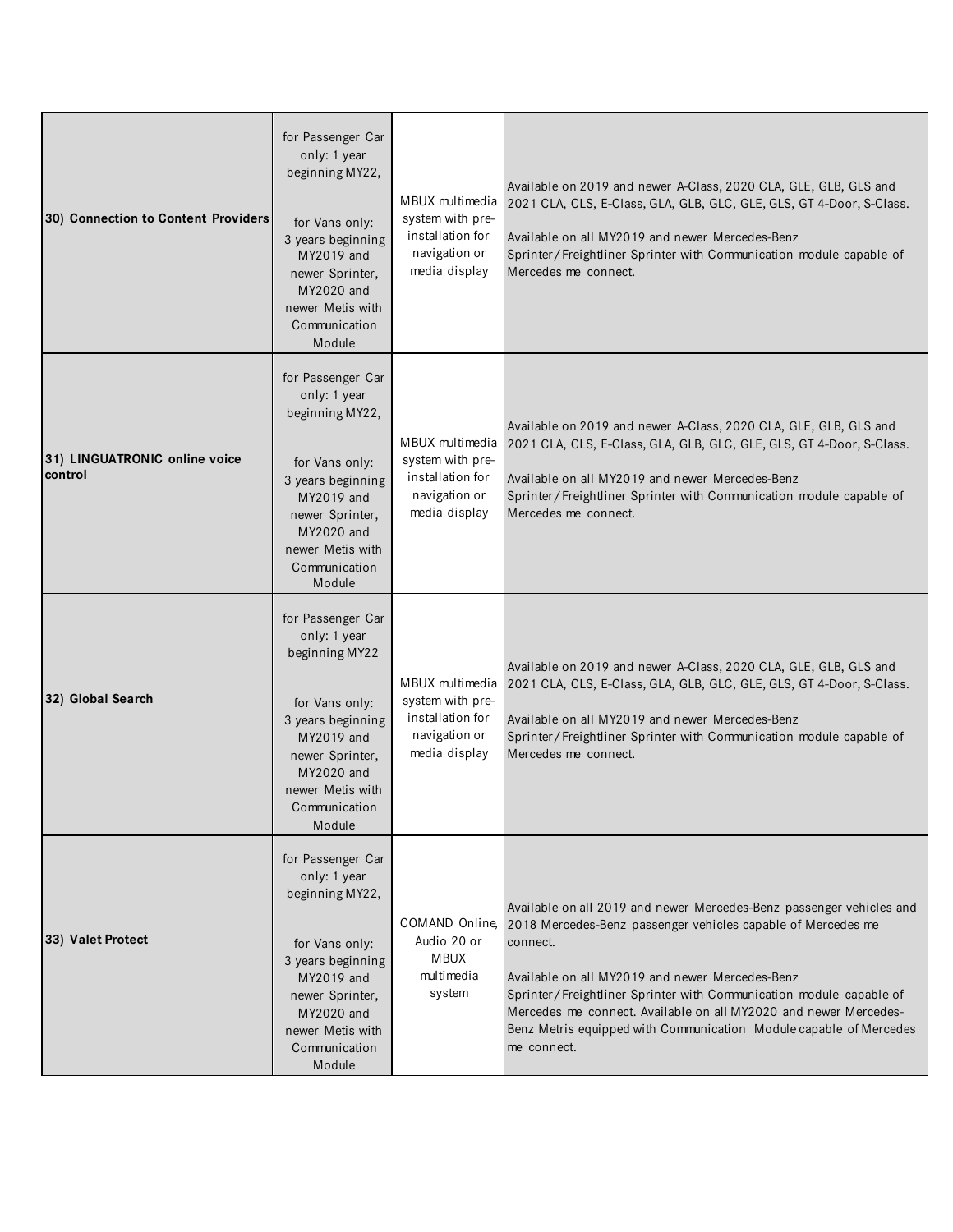| | | | |
|---|---|---|---|
| **30) Connection to Content Providers** | for Passenger Car only: 1 year beginning MY22,<br><br>for Vans only: 3 years beginning MY2019 and newer Sprinter, MY2020 and newer Metis with Communication Module | MBUX multimedia system with pre-installation for navigation or media display | Available on 2019 and newer A-Class, 2020 CLA, GLE, GLB, GLS and 2021 CLA, CLS, E-Class, GLA, GLB, GLC, GLE, GLS, GT 4-Door, S-Class.<br><br>Available on all MY2019 and newer Mercedes-Benz Sprinter/Freightliner Sprinter with Communication module capable of Mercedes me connect. |
| **31) LINGUATRONIC online voice control** | for Passenger Car only: 1 year beginning MY22,<br><br>for Vans only: 3 years beginning MY2019 and newer Sprinter, MY2020 and newer Metis with Communication Module | MBUX multimedia system with pre-installation for navigation or media display | Available on 2019 and newer A-Class, 2020 CLA, GLE, GLB, GLS and 2021 CLA, CLS, E-Class, GLA, GLB, GLC, GLE, GLS, GT 4-Door, S-Class.<br><br>Available on all MY2019 and newer Mercedes-Benz Sprinter/Freightliner Sprinter with Communication module capable of Mercedes me connect. |
| **32) Global Search** | for Passenger Car only: 1 year beginning MY22<br><br>for Vans only: 3 years beginning MY2019 and newer Sprinter, MY2020 and newer Metis with Communication Module | MBUX multimedia system with pre-installation for navigation or media display | Available on 2019 and newer A-Class, 2020 CLA, GLE, GLB, GLS and 2021 CLA, CLS, E-Class, GLA, GLB, GLC, GLE, GLS, GT 4-Door, S-Class.<br><br>Available on all MY2019 and newer Mercedes-Benz Sprinter/Freightliner Sprinter with Communication module capable of Mercedes me connect. |
| **33) Valet Protect** | for Passenger Car only: 1 year beginning MY22,<br><br>for Vans only: 3 years beginning MY2019 and newer Sprinter, MY2020 and newer Metis with Communication Module | COMAND Online, Audio 20 or MBUX multimedia system | Available on all 2019 and newer Mercedes-Benz passenger vehicles and 2018 Mercedes-Benz passenger vehicles capable of Mercedes me connect.<br><br>Available on all MY2019 and newer Mercedes-Benz Sprinter/Freightliner Sprinter with Communication module capable of Mercedes me connect. Available on all MY2020 and newer Mercedes-Benz Metris equipped with Communication Module capable of Mercedes me connect. |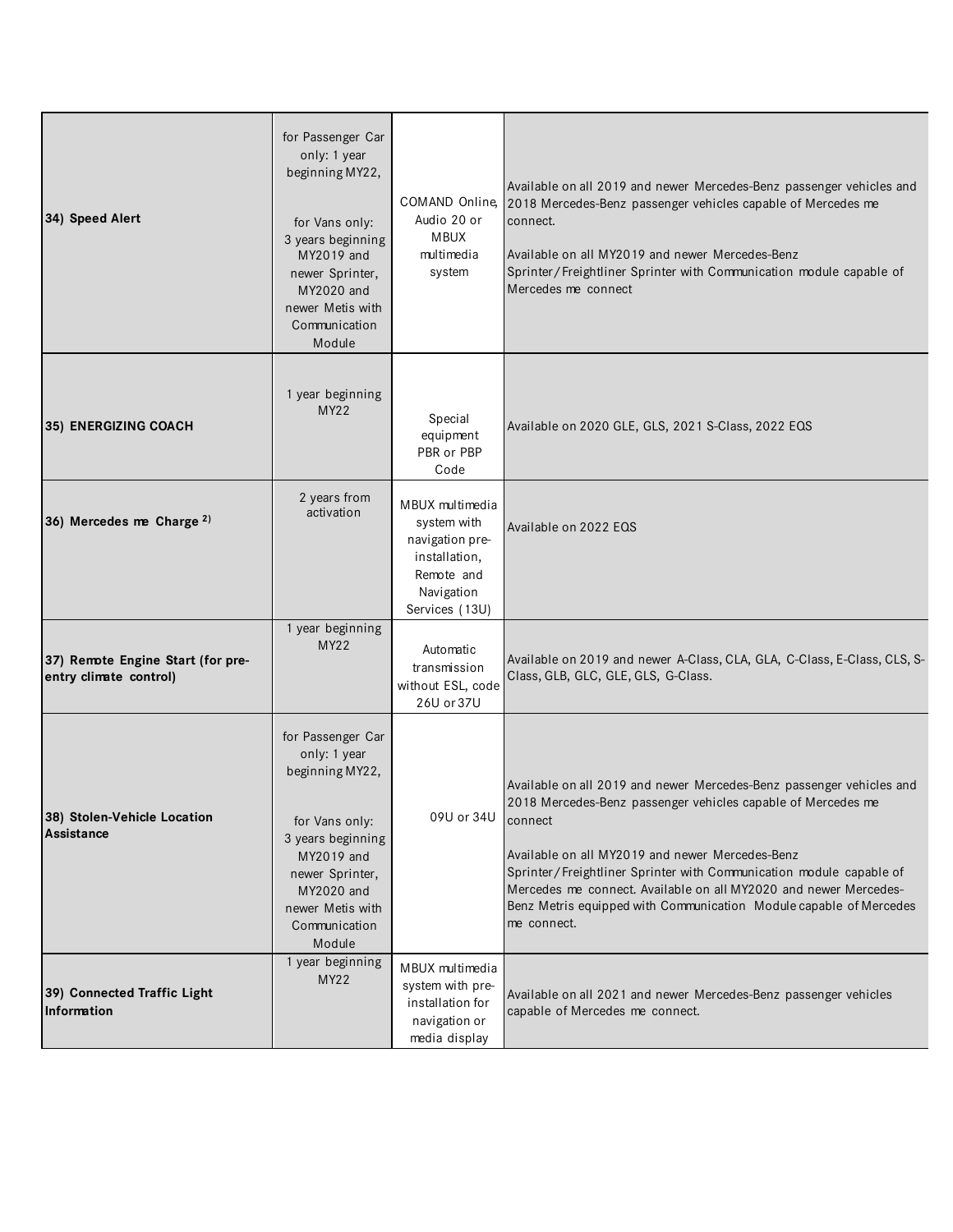| | | | |
|---|---|---|---|
| **34) Speed Alert** | for Passenger Car only: 1 year beginning MY22,<br><br>for Vans only: 3 years beginning MY2019 and newer Sprinter, MY2020 and newer Metis with Communication Module | COMAND Online, Audio 20 or MBUX multimedia system | Available on all 2019 and newer Mercedes-Benz passenger vehicles and 2018 Mercedes-Benz passenger vehicles capable of Mercedes me connect.<br><br>Available on all MY2019 and newer Mercedes-Benz Sprinter/Freightliner Sprinter with Communication module capable of Mercedes me connect |
| **35) ENERGIZING COACH** | 1 year beginning MY22 | Special equipment PBR or PBP Code | Available on 2020 GLE, GLS, 2021 S-Class, 2022 EQS |
| **36) Mercedes me Charge [2)]** | 2 years from activation | MBUX multimedia system with navigation pre-installation, Remote and Navigation Services (13U) | Available on 2022 EQS |
| **37) Remote Engine Start (for pre-entry climate control)** | 1 year beginning MY22 | Automatic transmission without ESL, code 26U or 37U | Available on 2019 and newer A-Class, CLA, GLA, C-Class, E-Class, CLS, S-Class, GLB, GLC, GLE, GLS, G-Class. |
| **38) Stolen-Vehicle Location Assistance** | for Passenger Car only: 1 year beginning MY22,<br><br>for Vans only: 3 years beginning MY2019 and newer Sprinter, MY2020 and newer Metis with Communication Module | 09U or 34U | Available on all 2019 and newer Mercedes-Benz passenger vehicles and 2018 Mercedes-Benz passenger vehicles capable of Mercedes me connect<br><br>Available on all MY2019 and newer Mercedes-Benz Sprinter/Freightliner Sprinter with Communication module capable of Mercedes me connect. Available on all MY2020 and newer Mercedes-Benz Metris equipped with Communication Module capable of Mercedes me connect. |
| **39) Connected Traffic Light Information** | 1 year beginning MY22 | MBUX multimedia system with pre-installation for navigation or media display | Available on all 2021 and newer Mercedes-Benz passenger vehicles capable of Mercedes me connect. |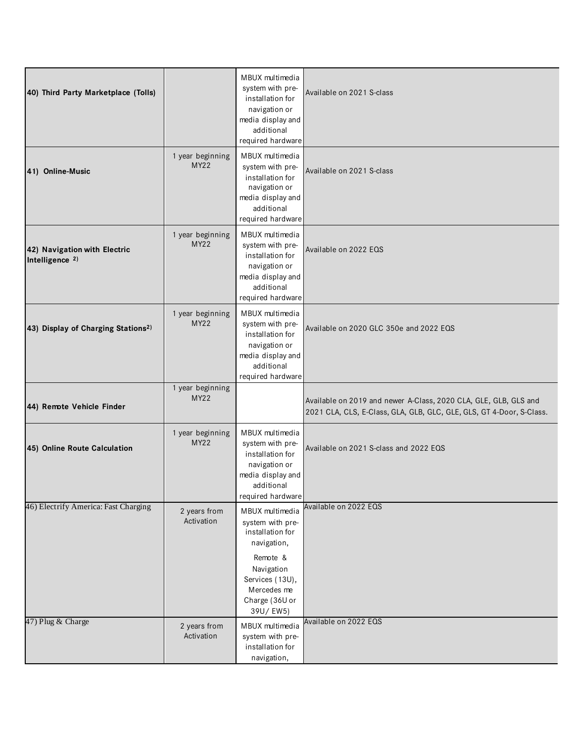| | | | |
|---|---|---|---|
| **40) Third Party Marketplace (Tolls)** | | MBUX multimedia system with pre-installation for navigation or media display and additional required hardware | Available on 2021 S-class |
| **41) Online-Music** | 1 year beginning MY22 | MBUX multimedia system with pre-installation for navigation or media display and additional required hardware | Available on 2021 S-class |
| **42) Navigation with Electric Intelligence** [2)] | 1 year beginning MY22 | MBUX multimedia system with pre-installation for navigation or media display and additional required hardware | Available on 2022 EQS |
| **43) Display of Charging Stations**[2)] | 1 year beginning MY22 | MBUX multimedia system with pre-installation for navigation or media display and additional required hardware | Available on 2020 GLC 350e and 2022 EQS |
| **44) Remote Vehicle Finder** | 1 year beginning MY22 | | Available on 2019 and newer A-Class, 2020 CLA, GLE, GLB, GLS and 2021 CLA, CLS, E-Class, GLA, GLB, GLC, GLE, GLS, GT 4-Door, S-Class. |
| **45) Online Route Calculation** | 1 year beginning MY22 | MBUX multimedia system with pre-installation for navigation or media display and additional required hardware | Available on 2021 S-class and 2022 EQS |
| 46) Electrify America: Fast Charging | 2 years from Activation | MBUX multimedia system with pre-installation for navigation, Remote & Navigation Services (13U), Mercedes me Charge (36U or 39U/ EW5) | Available on 2022 EQS |
| 47) Plug & Charge | 2 years from Activation | MBUX multimedia system with pre-installation for navigation, | Available on 2022 EQS |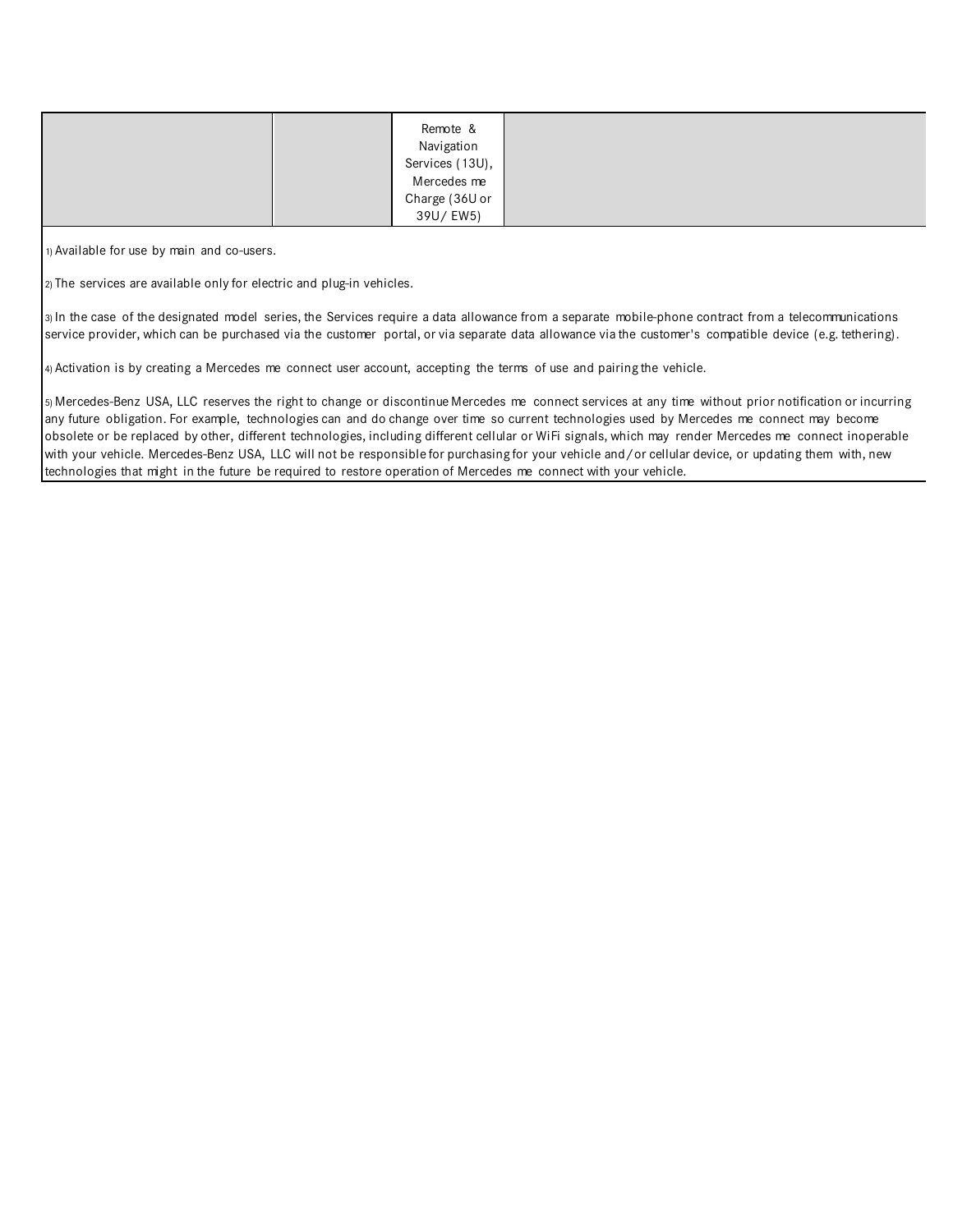|  |  | Remote & Navigation Services (13U), Mercedes me Charge (36U or 39U/ EW5) |  |
|---|---|---|---|

1) Available for use by main and co-users.

2) The services are available only for electric and plug-in vehicles.

3) In the case of the designated model series, the Services require a data allowance from a separate mobile-phone contract from a telecommunications service provider, which can be purchased via the customer portal, or via separate data allowance via the customer's compatible device (e.g. tethering).

4) Activation is by creating a Mercedes me connect user account, accepting the terms of use and pairing the vehicle.

5) Mercedes-Benz USA, LLC reserves the right to change or discontinue Mercedes me connect services at any time without prior notification or incurring any future obligation. For example, technologies can and do change over time so current technologies used by Mercedes me connect may become obsolete or be replaced by other, different technologies, including different cellular or WiFi signals, which may render Mercedes me connect inoperable with your vehicle. Mercedes-Benz USA, LLC will not be responsible for purchasing for your vehicle and/or cellular device, or updating them with, new technologies that might in the future be required to restore operation of Mercedes me connect with your vehicle.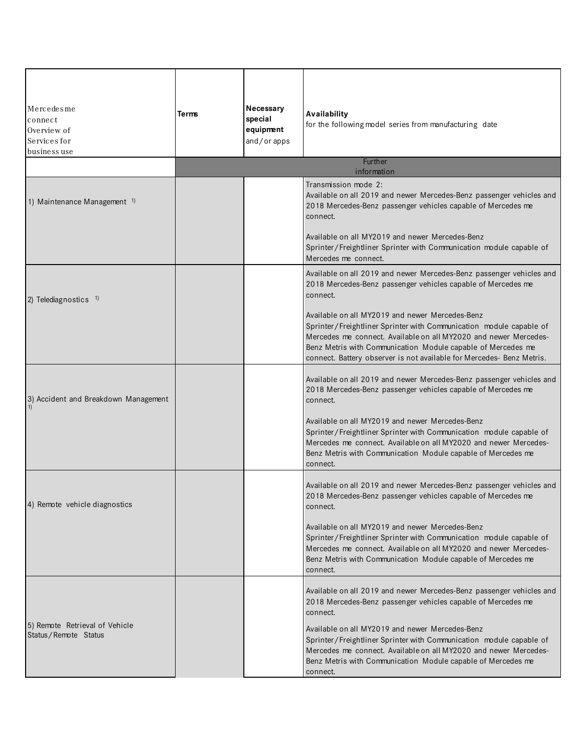| Mercedes me connect Overview of Services for business use | Terms | Necessary special equipment and/or apps | Availability for the following model series from manufacturing date |
|---|---|---|---|
| | Further information | | |
| 1) Maintenance Management [1) ] | | | Transmission mode 2: Available on all 2019 and newer Mercedes-Benz passenger vehicles and 2018 Mercedes-Benz passenger vehicles capable of Mercedes me connect. <br><br> Available on all MY2019 and newer Mercedes-Benz Sprinter/Freightliner Sprinter with Communication module capable of Mercedes me connect. |
| 2) Telediagnostics [1) ] | | | Available on all 2019 and newer Mercedes-Benz passenger vehicles and 2018 Mercedes-Benz passenger vehicles capable of Mercedes me connect. <br><br> Available on all MY2019 and newer Mercedes-Benz Sprinter/Freightliner Sprinter with Communication module capable of Mercedes me connect. Available on all MY2020 and newer Mercedes-Benz Metris with Communication Module capable of Mercedes me connect. Battery observer is not available for Mercedes- Benz Metris. |
| 3) Accident and Breakdown Management [1) ] | | | Available on all 2019 and newer Mercedes-Benz passenger vehicles and 2018 Mercedes-Benz passenger vehicles capable of Mercedes me connect. <br><br> Available on all MY2019 and newer Mercedes-Benz Sprinter/Freightliner Sprinter with Communication module capable of Mercedes me connect. Available on all MY2020 and newer Mercedes-Benz Metris with Communication Module capable of Mercedes me connect. |
| 4) Remote vehicle diagnostics | | | Available on all 2019 and newer Mercedes-Benz passenger vehicles and 2018 Mercedes-Benz passenger vehicles capable of Mercedes me connect. <br><br> Available on all MY2019 and newer Mercedes-Benz Sprinter/Freightliner Sprinter with Communication module capable of Mercedes me connect. Available on all MY2020 and newer Mercedes-Benz Metris with Communication Module capable of Mercedes me connect. |
| 5) Remote Retrieval of Vehicle Status/Remote Status | | | Available on all 2019 and newer Mercedes-Benz passenger vehicles and 2018 Mercedes-Benz passenger vehicles capable of Mercedes me connect. <br><br> Available on all MY2019 and newer Mercedes-Benz Sprinter/Freightliner Sprinter with Communication module capable of Mercedes me connect. Available on all MY2020 and newer Mercedes-Benz Metris with Communication Module capable of Mercedes me connect. |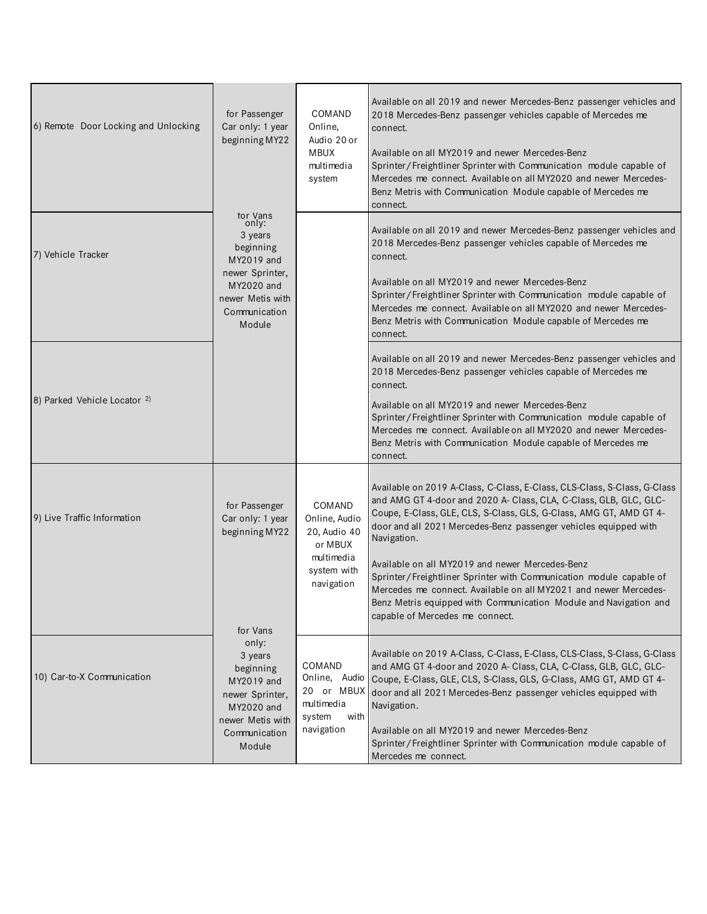| | | | |
|---|---|---|---|
| 6) Remote Door Locking and Unlocking | for Passenger Car only: 1 year beginning MY22<br><br>for Vans only: 3 years beginning MY2019 and newer Sprinter, MY2020 and newer Metis with Communication Module | COMAND Online, Audio 20 or MBUX multimedia system | Available on all 2019 and newer Mercedes-Benz passenger vehicles and 2018 Mercedes-Benz passenger vehicles capable of Mercedes me connect.<br><br>Available on all MY2019 and newer Mercedes-Benz Sprinter/Freightliner Sprinter with Communication module capable of Mercedes me connect. Available on all MY2020 and newer Mercedes-Benz Metris with Communication Module capable of Mercedes me connect. |
| 7) Vehicle Tracker | | | Available on all 2019 and newer Mercedes-Benz passenger vehicles and 2018 Mercedes-Benz passenger vehicles capable of Mercedes me connect.<br><br>Available on all MY2019 and newer Mercedes-Benz Sprinter/Freightliner Sprinter with Communication module capable of Mercedes me connect. Available on all MY2020 and newer Mercedes-Benz Metris with Communication Module capable of Mercedes me connect. |
| 8) Parked Vehicle Locator [2)] | | | Available on all 2019 and newer Mercedes-Benz passenger vehicles and 2018 Mercedes-Benz passenger vehicles capable of Mercedes me connect.<br><br>Available on all MY2019 and newer Mercedes-Benz Sprinter/Freightliner Sprinter with Communication module capable of Mercedes me connect. Available on all MY2020 and newer Mercedes-Benz Metris with Communication Module capable of Mercedes me connect. |
| 9) Live Traffic Information | for Passenger Car only: 1 year beginning MY22<br><br>for Vans only: 3 years beginning MY2019 and newer Sprinter, MY2020 and newer Metis with Communication Module | COMAND Online, Audio 20, Audio 40 or MBUX multimedia system with navigation | Available on 2019 A-Class, C-Class, E-Class, CLS-Class, S-Class, G-Class and AMG GT 4-door and 2020 A- Class, CLA, C-Class, GLB, GLC, GLC-Coupe, E-Class, GLE, CLS, S-Class, GLS, G-Class, AMG GT, AMD GT 4-door and all 2021 Mercedes-Benz passenger vehicles equipped with Navigation.<br><br>Available on all MY2019 and newer Mercedes-Benz Sprinter/Freightliner Sprinter with Communication module capable of Mercedes me connect. Available on all MY2021 and newer Mercedes-Benz Metris equipped with Communication Module and Navigation and capable of Mercedes me connect. |
| 10) Car-to-X Communication | | COMAND Online, Audio 20 or MBUX multimedia system with navigation | Available on 2019 A-Class, C-Class, E-Class, CLS-Class, S-Class, G-Class and AMG GT 4-door and 2020 A- Class, CLA, C-Class, GLB, GLC, GLC-Coupe, E-Class, GLE, CLS, S-Class, GLS, G-Class, AMG GT, AMD GT 4-door and all 2021 Mercedes-Benz passenger vehicles equipped with Navigation.<br><br>Available on all MY2019 and newer Mercedes-Benz Sprinter/Freightliner Sprinter with Communication module capable of Mercedes me connect. |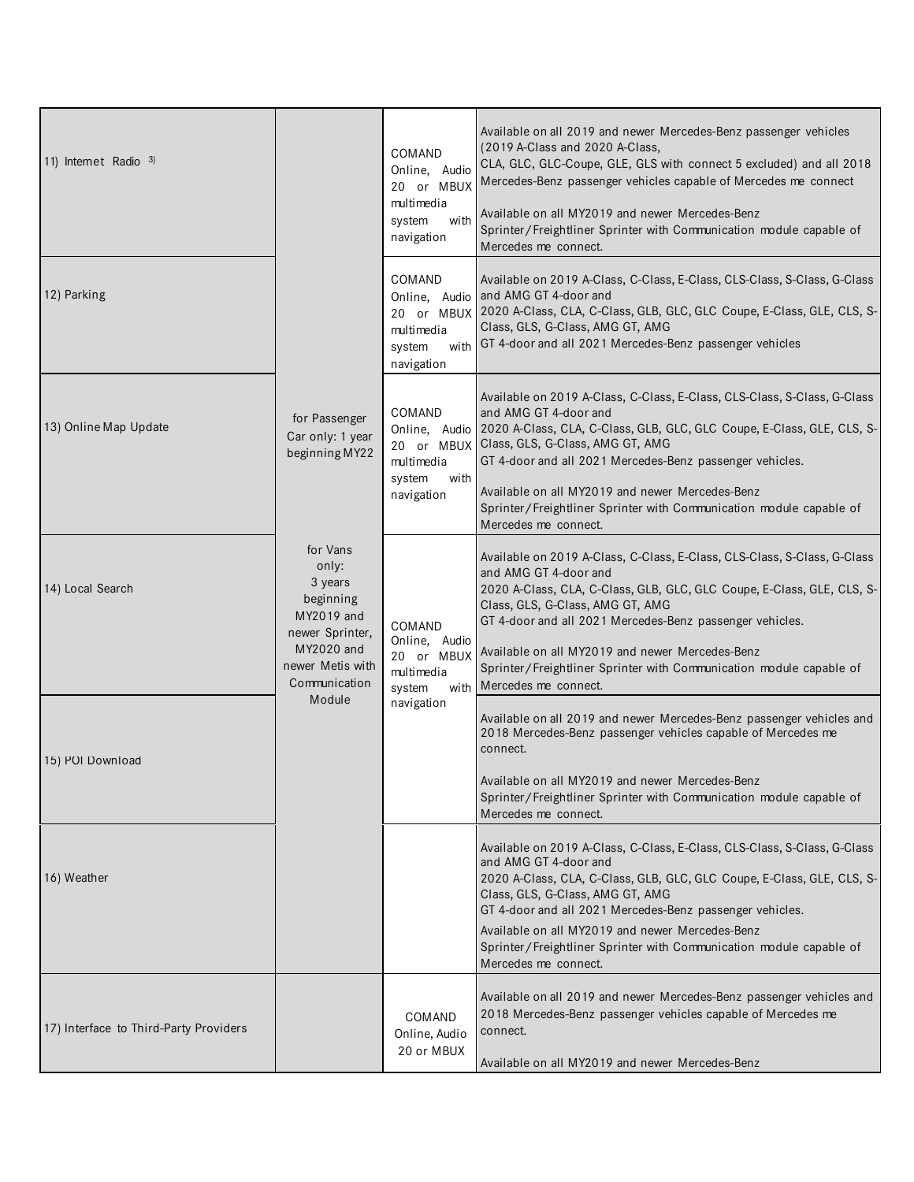| | | | |
|---|---|---|---|
| 11) Internet Radio 3) | for Passenger Car only: 1 year beginning MY22<br><br>for Vans only: 3 years beginning MY2019 and newer Sprinter, MY2020 and newer Metis with Communication Module | COMAND Online, Audio 20 or MBUX multimedia system with navigation | Available on all 2019 and newer Mercedes-Benz passenger vehicles (2019 A-Class and 2020 A-Class, CLA, GLC, GLC-Coupe, GLE, GLS with connect 5 excluded) and all 2018 Mercedes-Benz passenger vehicles capable of Mercedes me connect<br><br>Available on all MY2019 and newer Mercedes-Benz Sprinter/Freightliner Sprinter with Communication module capable of Mercedes me connect. |
| 12) Parking | | COMAND Online, Audio 20 or MBUX multimedia system with navigation | Available on 2019 A-Class, C-Class, E-Class, CLS-Class, S-Class, G-Class and AMG GT 4-door and 2020 A-Class, CLA, C-Class, GLB, GLC, GLC Coupe, E-Class, GLE, CLS, S-Class, GLS, G-Class, AMG GT, AMG GT 4-door and all 2021 Mercedes-Benz passenger vehicles |
| 13) Online Map Update | | COMAND Online, Audio 20 or MBUX multimedia system with navigation | Available on 2019 A-Class, C-Class, E-Class, CLS-Class, S-Class, G-Class and AMG GT 4-door and 2020 A-Class, CLA, C-Class, GLB, GLC, GLC Coupe, E-Class, GLE, CLS, S-Class, GLS, G-Class, AMG GT, AMG GT 4-door and all 2021 Mercedes-Benz passenger vehicles.<br><br>Available on all MY2019 and newer Mercedes-Benz Sprinter/Freightliner Sprinter with Communication module capable of Mercedes me connect. |
| 14) Local Search | | COMAND Online, Audio 20 or MBUX multimedia system with navigation | Available on 2019 A-Class, C-Class, E-Class, CLS-Class, S-Class, G-Class and AMG GT 4-door and 2020 A-Class, CLA, C-Class, GLB, GLC, GLC Coupe, E-Class, GLE, CLS, S-Class, GLS, G-Class, AMG GT, AMG GT 4-door and all 2021 Mercedes-Benz passenger vehicles.<br><br>Available on all MY2019 and newer Mercedes-Benz Sprinter/Freightliner Sprinter with Communication module capable of Mercedes me connect. |
| 15) POI Download | | | Available on all 2019 and newer Mercedes-Benz passenger vehicles and 2018 Mercedes-Benz passenger vehicles capable of Mercedes me connect.<br><br>Available on all MY2019 and newer Mercedes-Benz Sprinter/Freightliner Sprinter with Communication module capable of Mercedes me connect. |
| 16) Weather | | | Available on 2019 A-Class, C-Class, E-Class, CLS-Class, S-Class, G-Class and AMG GT 4-door and 2020 A-Class, CLA, C-Class, GLB, GLC, GLC Coupe, E-Class, GLE, CLS, S-Class, GLS, G-Class, AMG GT, AMG GT 4-door and all 2021 Mercedes-Benz passenger vehicles.<br>Available on all MY2019 and newer Mercedes-Benz Sprinter/Freightliner Sprinter with Communication module capable of Mercedes me connect. |
| 17) Interface to Third-Party Providers | | COMAND Online, Audio 20 or MBUX | Available on all 2019 and newer Mercedes-Benz passenger vehicles and 2018 Mercedes-Benz passenger vehicles capable of Mercedes me connect.<br><br>Available on all MY2019 and newer Mercedes-Benz |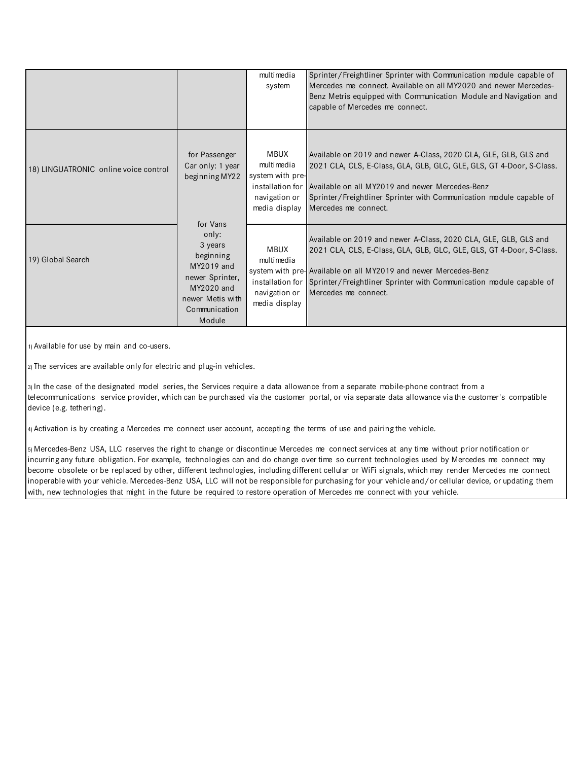| | | | |
|---|---|---|---|
| | | multimedia system | Sprinter/Freightliner Sprinter with Communication module capable of Mercedes me connect. Available on all MY2020 and newer Mercedes-Benz Metris equipped with Communication Module and Navigation and capable of Mercedes me connect. |
| 18) LINGUATRONIC online voice control | for Passenger Car only: 1 year beginning MY22<br><br>for Vans only: 3 years beginning MY2019 and newer Sprinter, MY2020 and newer Metis with Communication Module | MBUX multimedia system with pre-installation for navigation or media display | Available on 2019 and newer A-Class, 2020 CLA, GLE, GLB, GLS and 2021 CLA, CLS, E-Class, GLA, GLB, GLC, GLE, GLS, GT 4-Door, S-Class.<br><br>Available on all MY2019 and newer Mercedes-Benz Sprinter/Freightliner Sprinter with Communication module capable of Mercedes me connect. |
| 19) Global Search | | MBUX multimedia system with pre-installation for navigation or media display | Available on 2019 and newer A-Class, 2020 CLA, GLE, GLB, GLS and 2021 CLA, CLS, E-Class, GLA, GLB, GLC, GLE, GLS, GT 4-Door, S-Class.<br><br>Available on all MY2019 and newer Mercedes-Benz Sprinter/Freightliner Sprinter with Communication module capable of Mercedes me connect. |

1) Available for use by main and co-users.

2) The services are available only for electric and plug-in vehicles.

3) In the case of the designated model series, the Services require a data allowance from a separate mobile-phone contract from a telecommunications service provider, which can be purchased via the customer portal, or via separate data allowance via the customer's compatible device (e.g. tethering).

4) Activation is by creating a Mercedes me connect user account, accepting the terms of use and pairing the vehicle.

5) Mercedes-Benz USA, LLC reserves the right to change or discontinue Mercedes me connect services at any time without prior notification or incurring any future obligation. For example, technologies can and do change over time so current technologies used by Mercedes me connect may become obsolete or be replaced by other, different technologies, including different cellular or WiFi signals, which may render Mercedes me connect inoperable with your vehicle. Mercedes-Benz USA, LLC will not be responsible for purchasing for your vehicle and/or cellular device, or updating them with, new technologies that might in the future be required to restore operation of Mercedes me connect with your vehicle.